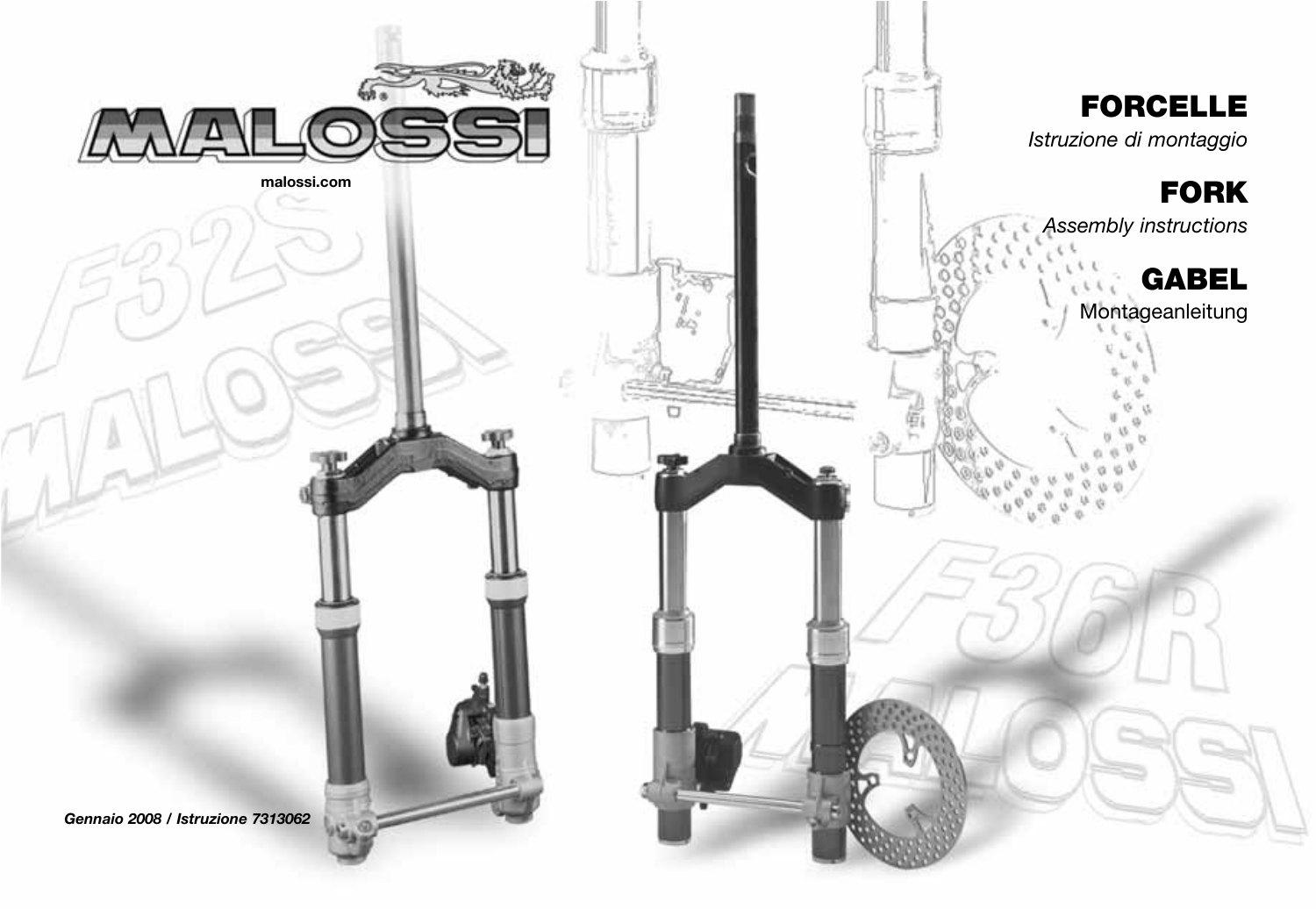# MALOSSI

malossi.com

## FORCELLE

*Istruzione di montaggio*

## FORK

*Assembly instructions*

## GABEL

Montageanleitung

F32S MALOSSI

F36R MALOSSI

***Gennaio 2008 / Istruzione 7313062***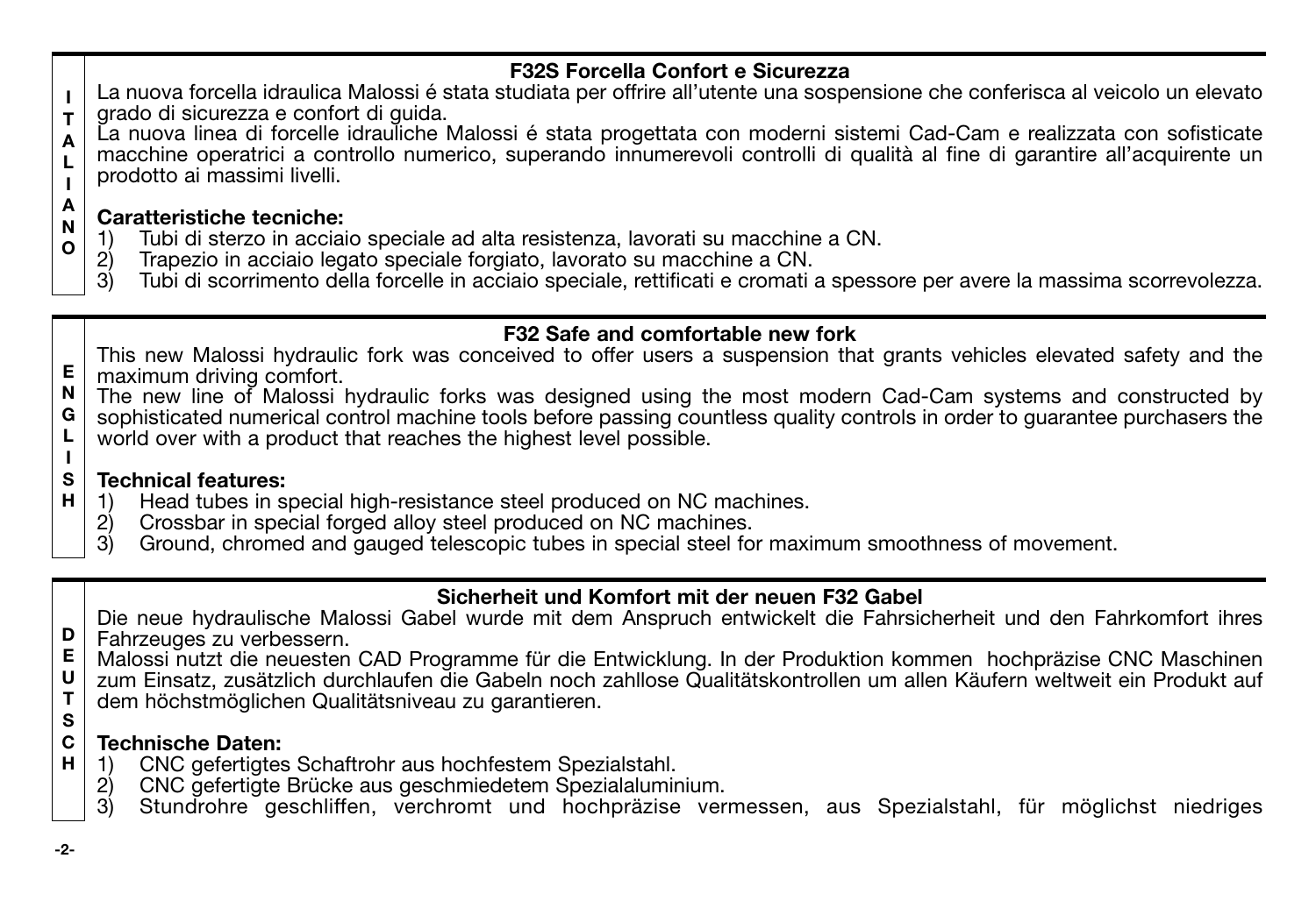## F32S Forcella Confort e Sicurezza

La nuova forcella idraulica Malossi é stata studiata per offrire all'utente una sospensione che conferisca al veicolo un elevato grado di sicurezza e confort di guida.
La nuova linea di forcelle idrauliche Malossi é stata progettata con moderni sistemi Cad-Cam e realizzata con sofisticate macchine operatrici a controllo numerico, superando innumerevoli controlli di qualità al fine di garantire all'acquirente un prodotto ai massimi livelli.

**Caratteristiche tecniche:**

1) Tubi di sterzo in acciaio speciale ad alta resistenza, lavorati su macchine a CN.
2) Trapezio in acciaio legato speciale forgiato, lavorato su macchine a CN.
3) Tubi di scorrimento della forcelle in acciaio speciale, rettificati e cromati a spessore per avere la massima scorrevolezza.

## F32 Safe and comfortable new fork

This new Malossi hydraulic fork was conceived to offer users a suspension that grants vehicles elevated safety and the maximum driving comfort.
The new line of Malossi hydraulic forks was designed using the most modern Cad-Cam systems and constructed by sophisticated numerical control machine tools before passing countless quality controls in order to guarantee purchasers the world over with a product that reaches the highest level possible.

**Technical features:**

1) Head tubes in special high-resistance steel produced on NC machines.
2) Crossbar in special forged alloy steel produced on NC machines.
3) Ground, chromed and gauged telescopic tubes in special steel for maximum smoothness of movement.

## Sicherheit und Komfort mit der neuen F32 Gabel

Die neue hydraulische Malossi Gabel wurde mit dem Anspruch entwickelt die Fahrsicherheit und den Fahrkomfort ihres Fahrzeuges zu verbessern.
Malossi nutzt die neuesten CAD Programme für die Entwicklung. In der Produktion kommen hochpräzise CNC Maschinen zum Einsatz, zusätzlich durchlaufen die Gabeln noch zahllose Qualitätskontrollen um allen Käufern weltweit ein Produkt auf dem höchstmöglichen Qualitätsniveau zu garantieren.

**Technische Daten:**

1) CNC gefertigtes Schaftrohr aus hochfestem Spezialstahl.
2) CNC gefertigte Brücke aus geschmiedetem Spezialaluminium.
3) Stundrohre geschliffen, verchromt und hochpräzise vermessen, aus Spezialstahl, für möglichst niedriges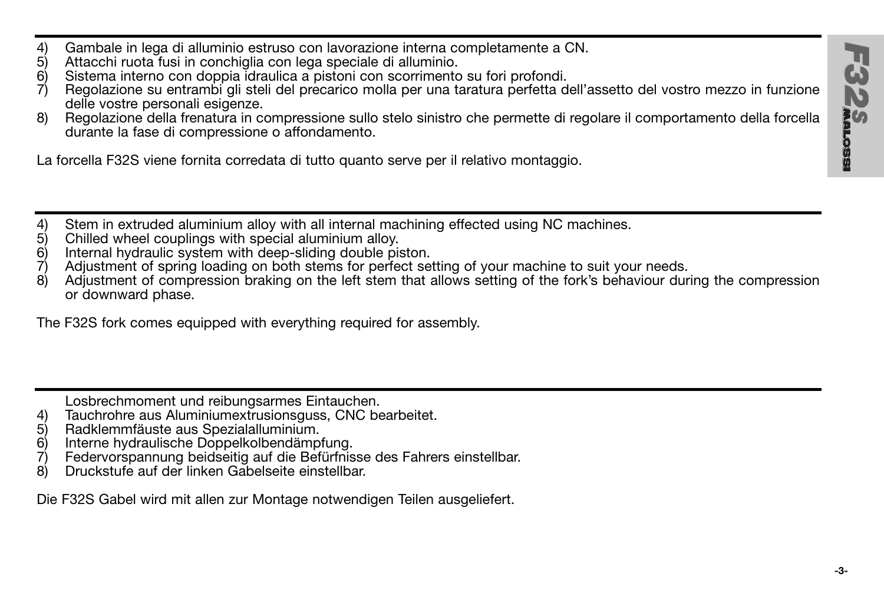4) Gambale in lega di alluminio estruso con lavorazione interna completamente a CN.
5) Attacchi ruota fusi in conchiglia con lega speciale di alluminio.
6) Sistema interno con doppia idraulica a pistoni con scorrimento su fori profondi.
7) Regolazione su entrambi gli steli del precarico molla per una taratura perfetta dell'assetto del vostro mezzo in funzione delle vostre personali esigenze.
8) Regolazione della frenatura in compressione sullo stelo sinistro che permette di regolare il comportamento della forcella durante la fase di compressione o affondamento.

La forcella F32S viene fornita corredata di tutto quanto serve per il relativo montaggio.

---

4) Stem in extruded aluminium alloy with all internal machining effected using NC machines.
5) Chilled wheel couplings with special aluminium alloy.
6) Internal hydraulic system with deep-sliding double piston.
7) Adjustment of spring loading on both stems for perfect setting of your machine to suit your needs.
8) Adjustment of compression braking on the left stem that allows setting of the fork's behaviour during the compression or downward phase.

The F32S fork comes equipped with everything required for assembly.

---

Losbrechmoment und reibungsarmes Eintauchen.

4) Tauchrohre aus Aluminiumextrusionsguss, CNC bearbeitet.
5) Radklemmfäuste aus Spezialaluminium.
6) Interne hydraulische Doppelkolbendämpfung.
7) Federvorspannung beidseitig auf die Befürfnisse des Fahrers einstellbar.
8) Druckstufe auf der linken Gabelseite einstellbar.

Die F32S Gabel wird mit allen zur Montage notwendigen Teilen ausgeliefert.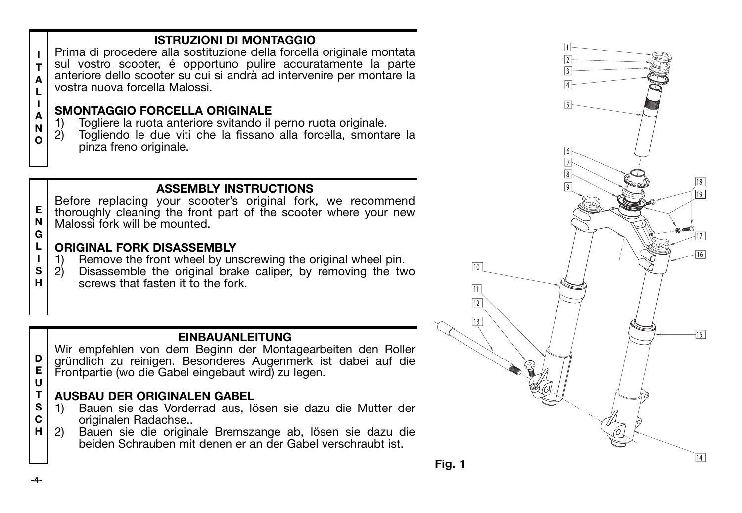## ISTRUZIONI DI MONTAGGIO

Prima di procedere alla sostituzione della forcella originale montata sul vostro scooter, é opportuno pulire accuratamente la parte anteriore dello scooter su cui si andrà ad intervenire per montare la vostra nuova forcella Malossi.

### SMONTAGGIO FORCELLA ORIGINALE

1) Togliere la ruota anteriore svitando il perno ruota originale.
2) Togliendo le due viti che la fissano alla forcella, smontare la pinza freno originale.

## ASSEMBLY INSTRUCTIONS

Before replacing your scooter's original fork, we recommend thoroughly cleaning the front part of the scooter where your new Malossi fork will be mounted.

### ORIGINAL FORK DISASSEMBLY

1) Remove the front wheel by unscrewing the original wheel pin.
2) Disassemble the original brake caliper, by removing the two screws that fasten it to the fork.

## EINBAUANLEITUNG

Wir empfehlen von dem Beginn der Montagearbeiten den Roller gründlich zu reinigen. Besonderes Augenmerk ist dabei auf die Frontpartie (wo die Gabel eingebaut wird) zu legen.

### AUSBAU DER ORIGINALEN GABEL

1) Bauen sie das Vorderrad aus, lösen sie dazu die Mutter der originalen Radachse..
2) Bauen sie die originale Bremszange ab, lösen sie dazu die beiden Schrauben mit denen er an der Gabel verschraubt ist.

Fig. 1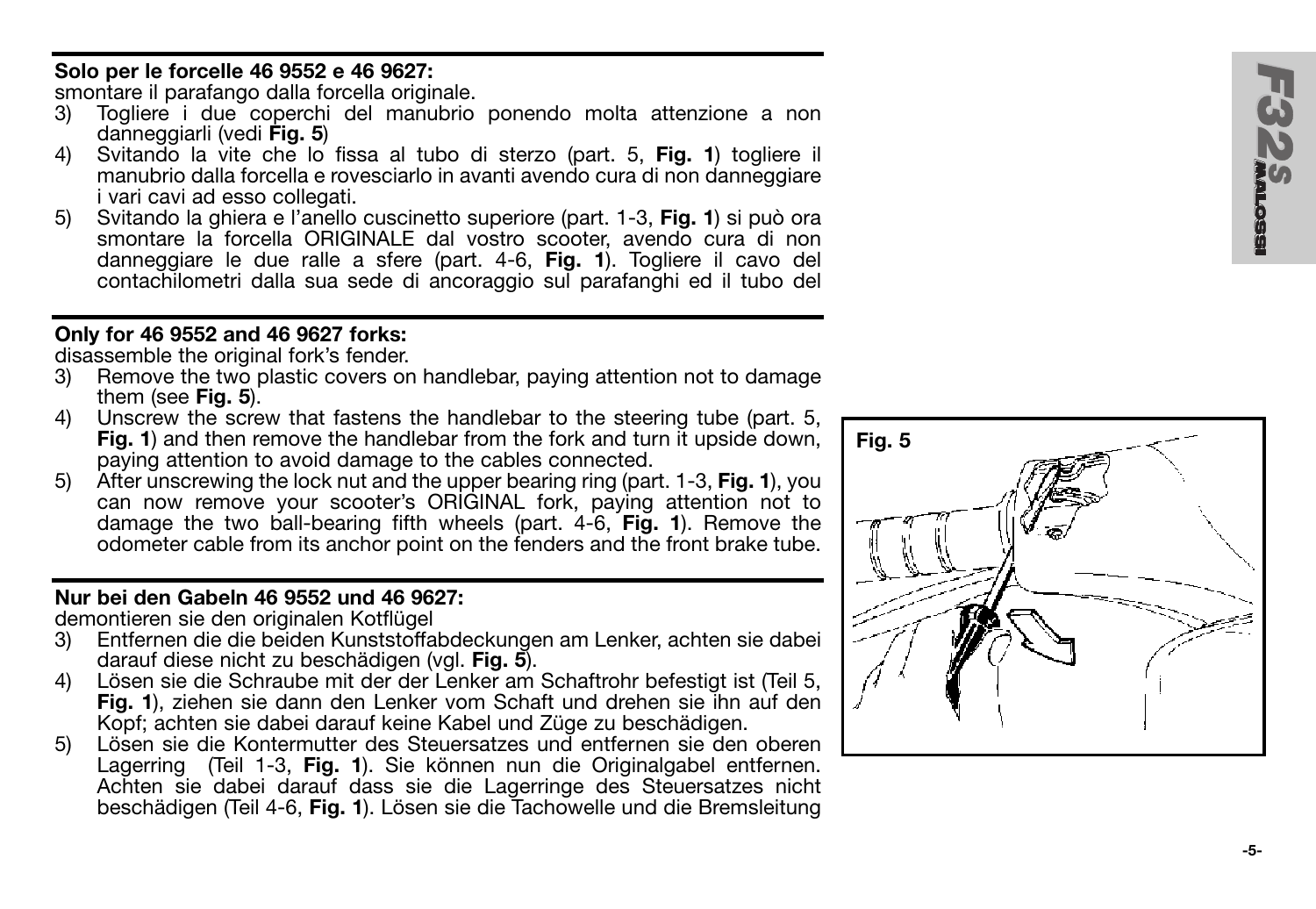**Solo per le forcelle 46 9552 e 46 9627:**
smontare il parafango dalla forcella originale.

3) Togliere i due coperchi del manubrio ponendo molta attenzione a non danneggiarli (vedi **Fig. 5**)
4) Svitando la vite che lo fissa al tubo di sterzo (part. 5, **Fig. 1**) togliere il manubrio dalla forcella e rovesciarlo in avanti avendo cura di non danneggiare i vari cavi ad esso collegati.
5) Svitando la ghiera e l'anello cuscinetto superiore (part. 1-3, **Fig. 1**) si può ora smontare la forcella ORIGINALE dal vostro scooter, avendo cura di non danneggiare le due ralle a sfere (part. 4-6, **Fig. 1**). Togliere il cavo del contachilometri dalla sua sede di ancoraggio sul parafanghi ed il tubo del

**Only for 46 9552 and 46 9627 forks:**
disassemble the original fork's fender.

3) Remove the two plastic covers on handlebar, paying attention not to damage them (see **Fig. 5**).
4) Unscrew the screw that fastens the handlebar to the steering tube (part. 5, **Fig. 1**) and then remove the handlebar from the fork and turn it upside down, paying attention to avoid damage to the cables connected.
5) After unscrewing the lock nut and the upper bearing ring (part. 1-3, **Fig. 1**), you can now remove your scooter's ORIGINAL fork, paying attention not to damage the two ball-bearing fifth wheels (part. 4-6, **Fig. 1**). Remove the odometer cable from its anchor point on the fenders and the front brake tube.

**Nur bei den Gabeln 46 9552 und 46 9627:**
demontieren sie den originalen Kotflügel

3) Entfernen die die beiden Kunststoffabdeckungen am Lenker, achten sie dabei darauf diese nicht zu beschädigen (vgl. **Fig. 5**).
4) Lösen sie die Schraube mit der der Lenker am Schaftrohr befestigt ist (Teil 5, **Fig. 1**), ziehen sie dann den Lenker vom Schaft und drehen sie ihn auf den Kopf; achten sie dabei darauf keine Kabel und Züge zu beschädigen.
5) Lösen sie die Kontermutter des Steuersatzes und entfernen sie den oberen Lagerring (Teil 1-3, **Fig. 1**). Sie können nun die Originalgabel entfernen. Achten sie dabei darauf dass sie die Lagerringe des Steuersatzes nicht beschädigen (Teil 4-6, **Fig. 1**). Lösen sie die Tachowelle und die Bremsleitung

**Fig. 5**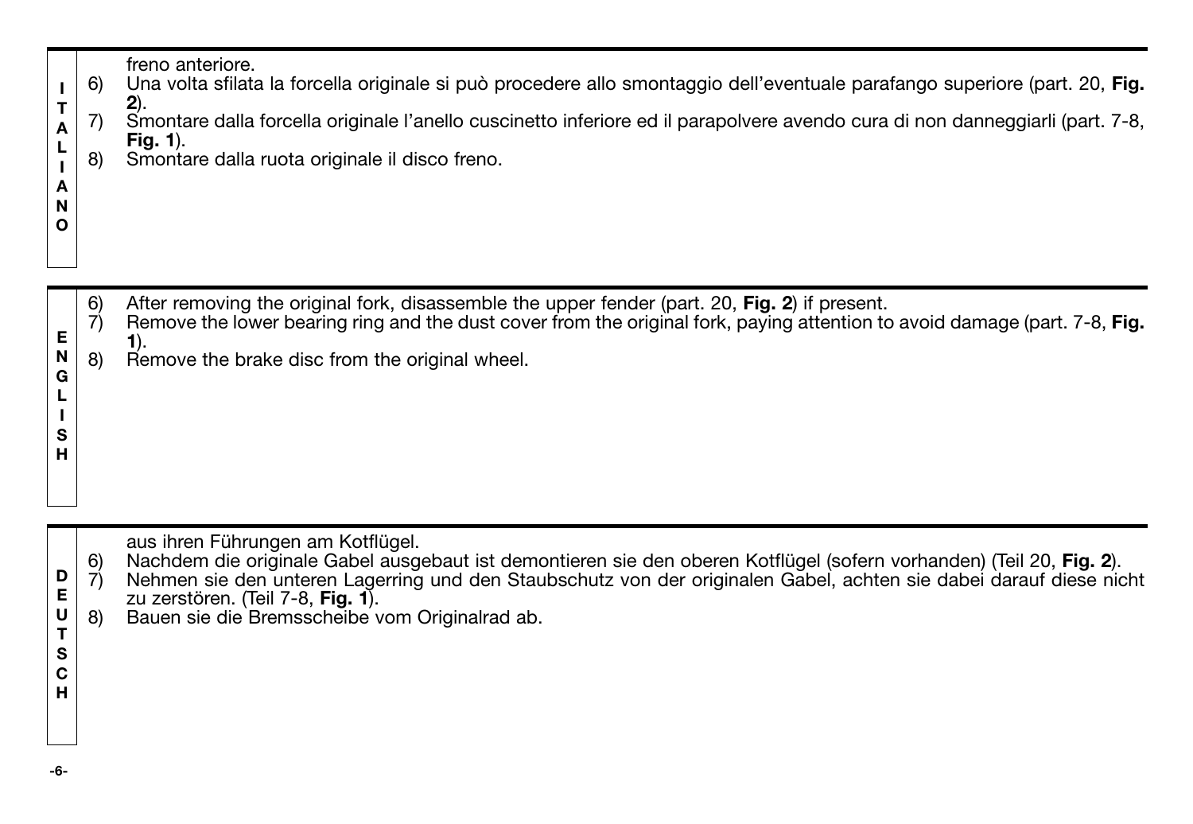**ITALIANO**

freno anteriore.

6) Una volta sfilata la forcella originale si può procedere allo smontaggio dell'eventuale parafango superiore (part. 20, **Fig. 2**).
7) Smontare dalla forcella originale l'anello cuscinetto inferiore ed il parapolvere avendo cura di non danneggiarli (part. 7-8, **Fig. 1**).
8) Smontare dalla ruota originale il disco freno.

**ENGLISH**

6) After removing the original fork, disassemble the upper fender (part. 20, **Fig. 2**) if present.
7) Remove the lower bearing ring and the dust cover from the original fork, paying attention to avoid damage (part. 7-8, **Fig. 1**).
8) Remove the brake disc from the original wheel.

**DEUTSCH**

aus ihren Führungen am Kotflügel.

6) Nachdem die originale Gabel ausgebaut ist demontieren sie den oberen Kotflügel (sofern vorhanden) (Teil 20, **Fig. 2**).
7) Nehmen sie den unteren Lagerring und den Staubschutz von der originalen Gabel, achten sie dabei darauf diese nicht zu zerstören. (Teil 7-8, **Fig. 1**).
8) Bauen sie die Bremsscheibe vom Originalrad ab.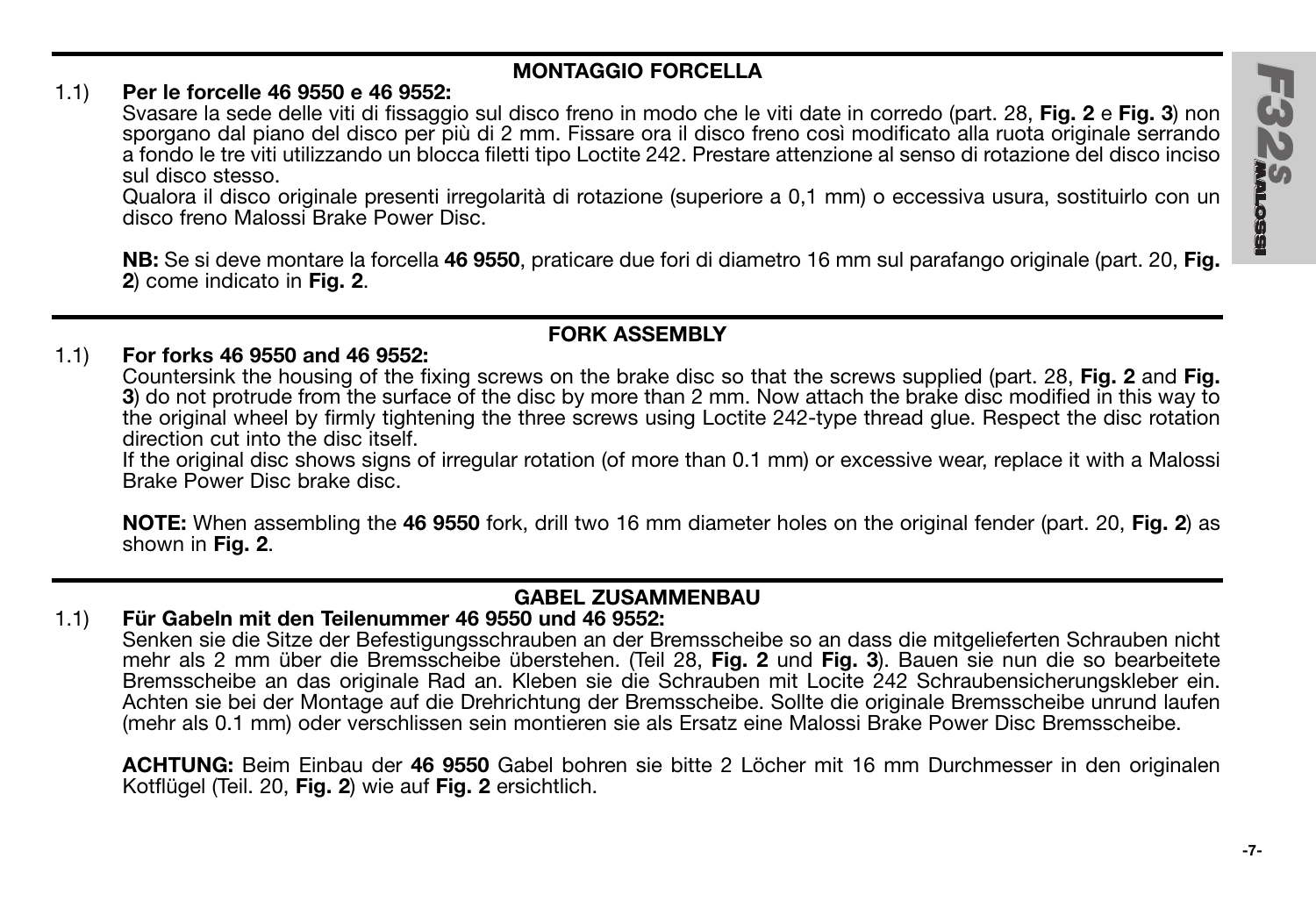## MONTAGGIO FORCELLA

1.1) **Per le forcelle 46 9550 e 46 9552:**

Svasare la sede delle viti di fissaggio sul disco freno in modo che le viti date in corredo (part. 28, **Fig. 2** e **Fig. 3**) non sporgano dal piano del disco per più di 2 mm. Fissare ora il disco freno così modificato alla ruota originale serrando a fondo le tre viti utilizzando un blocca filetti tipo Loctite 242. Prestare attenzione al senso di rotazione del disco inciso sul disco stesso.

Qualora il disco originale presenti irregolarità di rotazione (superiore a 0,1 mm) o eccessiva usura, sostituirlo con un disco freno Malossi Brake Power Disc.

**NB:** Se si deve montare la forcella **46 9550**, praticare due fori di diametro 16 mm sul parafango originale (part. 20, **Fig. 2**) come indicato in **Fig. 2**.

## FORK ASSEMBLY

1.1) **For forks 46 9550 and 46 9552:**

Countersink the housing of the fixing screws on the brake disc so that the screws supplied (part. 28, **Fig. 2** and **Fig. 3**) do not protrude from the surface of the disc by more than 2 mm. Now attach the brake disc modified in this way to the original wheel by firmly tightening the three screws using Loctite 242-type thread glue. Respect the disc rotation direction cut into the disc itself.

If the original disc shows signs of irregular rotation (of more than 0.1 mm) or excessive wear, replace it with a Malossi Brake Power Disc brake disc.

**NOTE:** When assembling the **46 9550** fork, drill two 16 mm diameter holes on the original fender (part. 20, **Fig. 2**) as shown in **Fig. 2**.

## GABEL ZUSAMMENBAU

1.1) **Für Gabeln mit den Teilenummer 46 9550 und 46 9552:**

Senken sie die Sitze der Befestigungsschrauben an der Bremsscheibe so an dass die mitgelieferten Schrauben nicht mehr als 2 mm über die Bremsscheibe überstehen. (Teil 28, **Fig. 2** und **Fig. 3**). Bauen sie nun die so bearbeitete Bremsscheibe an das originale Rad an. Kleben sie die Schrauben mit Locite 242 Schraubensicherungskleber ein. Achten sie bei der Montage auf die Drehrichtung der Bremsscheibe. Sollte die originale Bremsscheibe unrund laufen (mehr als 0.1 mm) oder verschlissen sein montieren sie als Ersatz eine Malossi Brake Power Disc Bremsscheibe.

**ACHTUNG:** Beim Einbau der **46 9550** Gabel bohren sie bitte 2 Löcher mit 16 mm Durchmesser in den originalen Kotflügel (Teil. 20, **Fig. 2**) wie auf **Fig. 2** ersichtlich.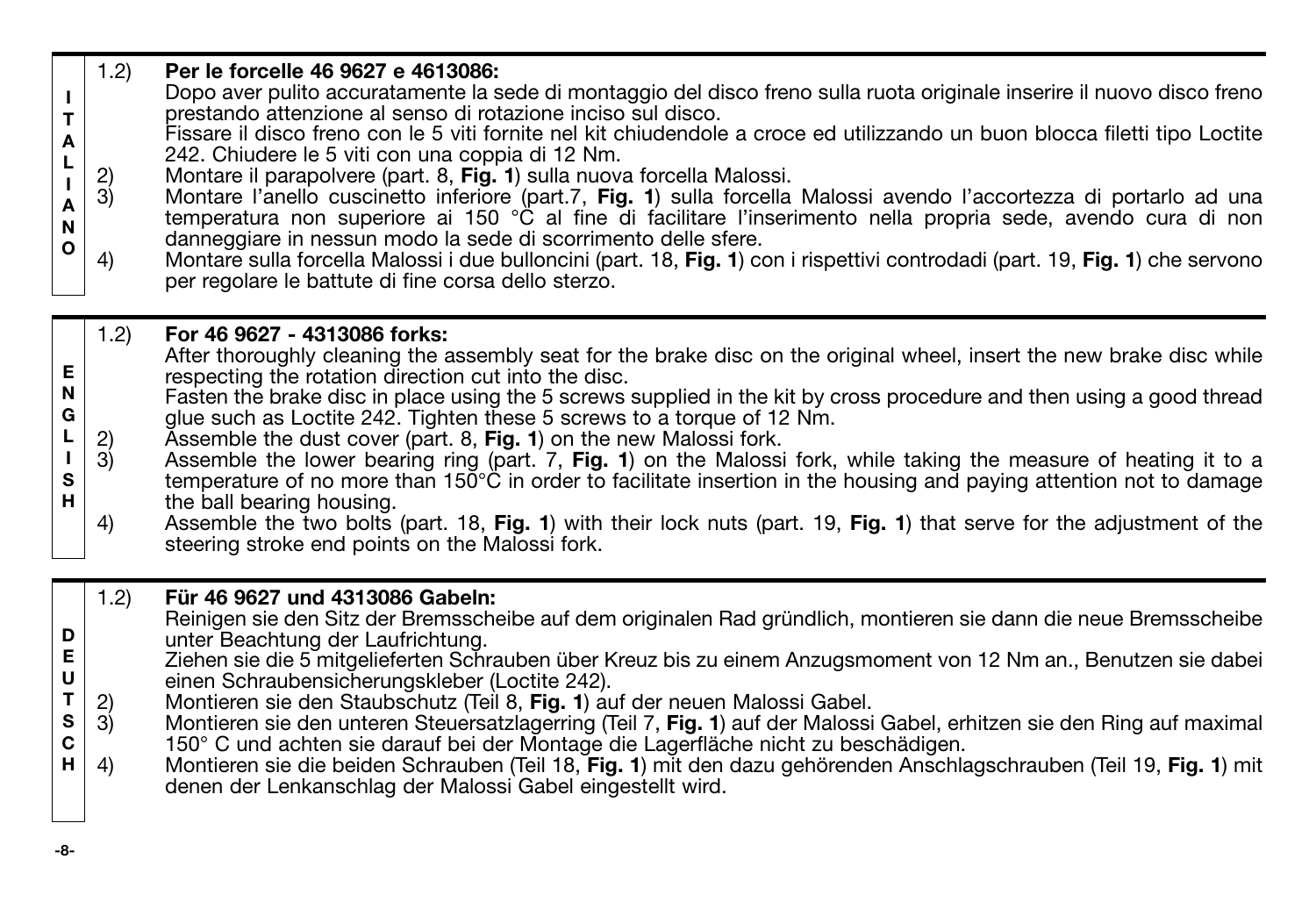**ITALIANO**

1.2) **Per le forcelle 46 9627 e 4613086:**
Dopo aver pulito accuratamente la sede di montaggio del disco freno sulla ruota originale inserire il nuovo disco freno prestando attenzione al senso di rotazione inciso sul disco.
Fissare il disco freno con le 5 viti fornite nel kit chiudendole a croce ed utilizzando un buon blocca filetti tipo Loctite 242. Chiudere le 5 viti con una coppia di 12 Nm.

2) Montare il parapolvere (part. 8, **Fig. 1**) sulla nuova forcella Malossi.

3) Montare l'anello cuscinetto inferiore (part.7, **Fig. 1**) sulla forcella Malossi avendo l'accortezza di portarlo ad una temperatura non superiore ai 150 °C al fine di facilitare l'inserimento nella propria sede, avendo cura di non danneggiare in nessun modo la sede di scorrimento delle sfere.

4) Montare sulla forcella Malossi i due bulloncini (part. 18, **Fig. 1**) con i rispettivi controdadi (part. 19, **Fig. 1**) che servono per regolare le battute di fine corsa dello sterzo.

**ENGLISH**

1.2) **For 46 9627 - 4313086 forks:**
After thoroughly cleaning the assembly seat for the brake disc on the original wheel, insert the new brake disc while respecting the rotation direction cut into the disc.
Fasten the brake disc in place using the 5 screws supplied in the kit by cross procedure and then using a good thread glue such as Loctite 242. Tighten these 5 screws to a torque of 12 Nm.

2) Assemble the dust cover (part. 8, **Fig. 1**) on the new Malossi fork.

3) Assemble the lower bearing ring (part. 7, **Fig. 1**) on the Malossi fork, while taking the measure of heating it to a temperature of no more than 150°C in order to facilitate insertion in the housing and paying attention not to damage the ball bearing housing.

4) Assemble the two bolts (part. 18, **Fig. 1**) with their lock nuts (part. 19, **Fig. 1**) that serve for the adjustment of the steering stroke end points on the Malossi fork.

**DEUTSCH**

1.2) **Für 46 9627 und 4313086 Gabeln:**
Reinigen sie den Sitz der Bremsscheibe auf dem originalen Rad gründlich, montieren sie dann die neue Bremsscheibe unter Beachtung der Laufrichtung.
Ziehen sie die 5 mitgelieferten Schrauben über Kreuz bis zu einem Anzugsmoment von 12 Nm an., Benutzen sie dabei einen Schraubensicherungskleber (Loctite 242).

2) Montieren sie den Staubschutz (Teil 8, **Fig. 1**) auf der neuen Malossi Gabel.

3) Montieren sie den unteren Steuersatzlagerring (Teil 7, **Fig. 1**) auf der Malossi Gabel, erhitzen sie den Ring auf maximal 150° C und achten sie darauf bei der Montage die Lagerfläche nicht zu beschädigen.

4) Montieren sie die beiden Schrauben (Teil 18, **Fig. 1**) mit den dazu gehörenden Anschlagschrauben (Teil 19, **Fig. 1**) mit denen der Lenkanschlag der Malossi Gabel eingestellt wird.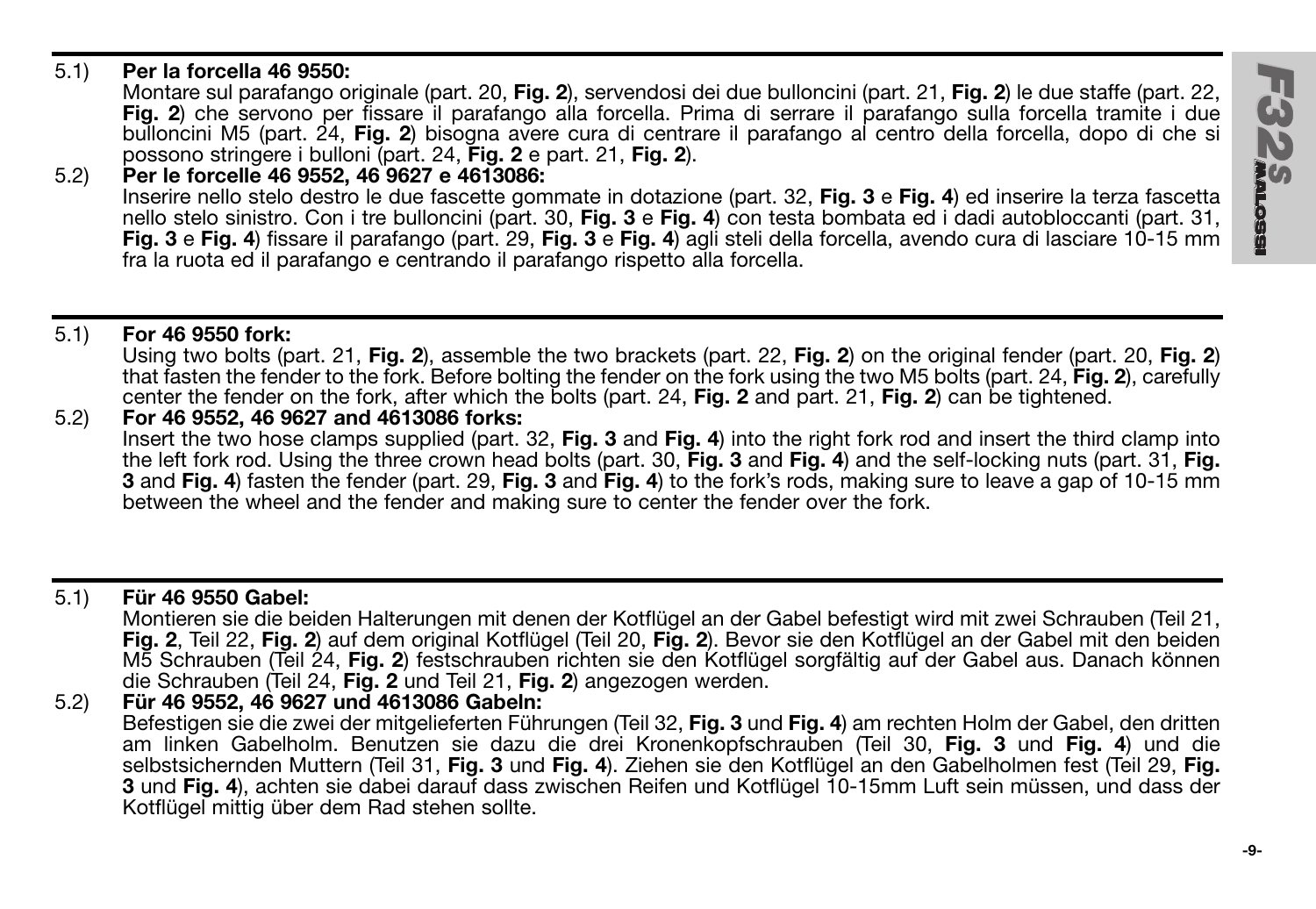5.1) **Per la forcella 46 9550:**
Montare sul parafango originale (part. 20, **Fig. 2**), servendosi dei due bulloncini (part. 21, **Fig. 2**) le due staffe (part. 22, **Fig. 2**) che servono per fissare il parafango alla forcella. Prima di serrare il parafango sulla forcella tramite i due bulloncini M5 (part. 24, **Fig. 2**) bisogna avere cura di centrare il parafango al centro della forcella, dopo di che si possono stringere i bulloni (part. 24, **Fig. 2** e part. 21, **Fig. 2**).

5.2) **Per le forcelle 46 9552, 46 9627 e 4613086:**
Inserire nello stelo destro le due fascette gommate in dotazione (part. 32, **Fig. 3** e **Fig. 4**) ed inserire la terza fascetta nello stelo sinistro. Con i tre bulloncini (part. 30, **Fig. 3** e **Fig. 4**) con testa bombata ed i dadi autobloccanti (part. 31, **Fig. 3** e **Fig. 4**) fissare il parafango (part. 29, **Fig. 3** e **Fig. 4**) agli steli della forcella, avendo cura di lasciare 10-15 mm fra la ruota ed il parafango e centrando il parafango rispetto alla forcella.

---

5.1) **For 46 9550 fork:**
Using two bolts (part. 21, **Fig. 2**), assemble the two brackets (part. 22, **Fig. 2**) on the original fender (part. 20, **Fig. 2**) that fasten the fender to the fork. Before bolting the fender on the fork using the two M5 bolts (part. 24, **Fig. 2**), carefully center the fender on the fork, after which the bolts (part. 24, **Fig. 2** and part. 21, **Fig. 2**) can be tightened.

5.2) **For 46 9552, 46 9627 and 4613086 forks:**
Insert the two hose clamps supplied (part. 32, **Fig. 3** and **Fig. 4**) into the right fork rod and insert the third clamp into the left fork rod. Using the three crown head bolts (part. 30, **Fig. 3** and **Fig. 4**) and the self-locking nuts (part. 31, **Fig. 3** and **Fig. 4**) fasten the fender (part. 29, **Fig. 3** and **Fig. 4**) to the fork's rods, making sure to leave a gap of 10-15 mm between the wheel and the fender and making sure to center the fender over the fork.

---

5.1) **Für 46 9550 Gabel:**
Montieren sie die beiden Halterungen mit denen der Kotflügel an der Gabel befestigt wird mit zwei Schrauben (Teil 21, **Fig. 2**, Teil 22, **Fig. 2**) auf dem original Kotflügel (Teil 20, **Fig. 2**). Bevor sie den Kotflügel an der Gabel mit den beiden M5 Schrauben (Teil 24, **Fig. 2**) festschrauben richten sie den Kotflügel sorgfältig auf der Gabel aus. Danach können die Schrauben (Teil 24, **Fig. 2** und Teil 21, **Fig. 2**) angezogen werden.

5.2) **Für 46 9552, 46 9627 und 4613086 Gabeln:**
Befestigen sie die zwei der mitgelieferten Führungen (Teil 32, **Fig. 3** und **Fig. 4**) am rechten Holm der Gabel, den dritten am linken Gabelholm. Benutzen sie dazu die drei Kronenkopfschrauben (Teil 30, **Fig. 3** und **Fig. 4**) und die selbstsichernden Muttern (Teil 31, **Fig. 3** und **Fig. 4**). Ziehen sie den Kotflügel an den Gabelholmen fest (Teil 29, **Fig. 3** und **Fig. 4**), achten sie dabei darauf dass zwischen Reifen und Kotflügel 10-15mm Luft sein müssen, und dass der Kotflügel mittig über dem Rad stehen sollte.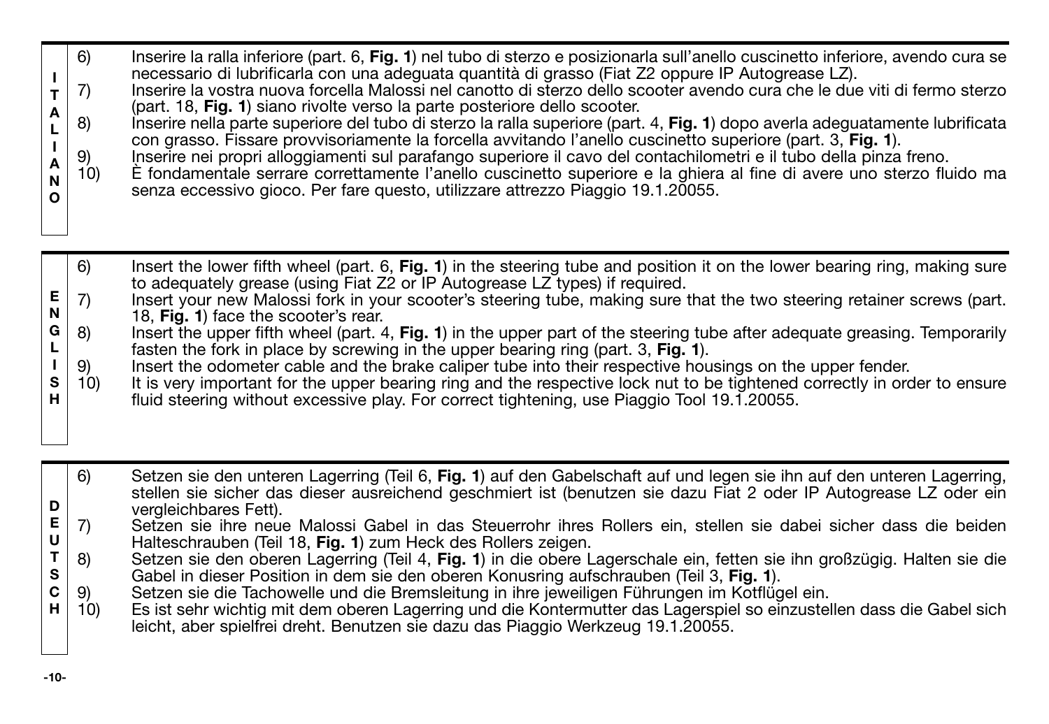**ITALIANO**

6) Inserire la ralla inferiore (part. 6, **Fig. 1**) nel tubo di sterzo e posizionarla sull'anello cuscinetto inferiore, avendo cura se necessario di lubrificarla con una adeguata quantità di grasso (Fiat Z2 oppure IP Autogrease LZ).
7) Inserire la vostra nuova forcella Malossi nel canotto di sterzo dello scooter avendo cura che le due viti di fermo sterzo (part. 18, **Fig. 1**) siano rivolte verso la parte posteriore dello scooter.
8) Inserire nella parte superiore del tubo di sterzo la ralla superiore (part. 4, **Fig. 1**) dopo averla adeguatamente lubrificata con grasso. Fissare provvisoriamente la forcella avvitando l'anello cuscinetto superiore (part. 3, **Fig. 1**).
9) Inserire nei propri alloggiamenti sul parafango superiore il cavo del contachilometri e il tubo della pinza freno.
10) È fondamentale serrare correttamente l'anello cuscinetto superiore e la ghiera al fine di avere uno sterzo fluido ma senza eccessivo gioco. Per fare questo, utilizzare attrezzo Piaggio 19.1.20055.

**ENGLISH**

6) Insert the lower fifth wheel (part. 6, **Fig. 1**) in the steering tube and position it on the lower bearing ring, making sure to adequately grease (using Fiat Z2 or IP Autogrease LZ types) if required.
7) Insert your new Malossi fork in your scooter's steering tube, making sure that the two steering retainer screws (part. 18, **Fig. 1**) face the scooter's rear.
8) Insert the upper fifth wheel (part. 4, **Fig. 1**) in the upper part of the steering tube after adequate greasing. Temporarily fasten the fork in place by screwing in the upper bearing ring (part. 3, **Fig. 1**).
9) Insert the odometer cable and the brake caliper tube into their respective housings on the upper fender.
10) It is very important for the upper bearing ring and the respective lock nut to be tightened correctly in order to ensure fluid steering without excessive play. For correct tightening, use Piaggio Tool 19.1.20055.

**DEUTSCH**

6) Setzen sie den unteren Lagerring (Teil 6, **Fig. 1**) auf den Gabelschaft auf und legen sie ihn auf den unteren Lagerring, stellen sie sicher das dieser ausreichend geschmiert ist (benutzen sie dazu Fiat 2 oder IP Autogrease LZ oder ein vergleichbares Fett).
7) Setzen sie ihre neue Malossi Gabel in das Steuerrohr ihres Rollers ein, stellen sie dabei sicher dass die beiden Halteschrauben (Teil 18, **Fig. 1**) zum Heck des Rollers zeigen.
8) Setzen sie den oberen Lagerring (Teil 4, **Fig. 1**) in die obere Lagerschale ein, fetten sie ihn großzügig. Halten sie die Gabel in dieser Position in dem sie den oberen Konusring aufschrauben (Teil 3, **Fig. 1**).
9) Setzen sie die Tachowelle und die Bremsleitung in ihre jeweiligen Führungen im Kotflügel ein.
10) Es ist sehr wichtig mit dem oberen Lagerring und die Kontermutter das Lagerspiel so einzustellen dass die Gabel sich leicht, aber spielfrei dreht. Benutzen sie dazu das Piaggio Werkzeug 19.1.20055.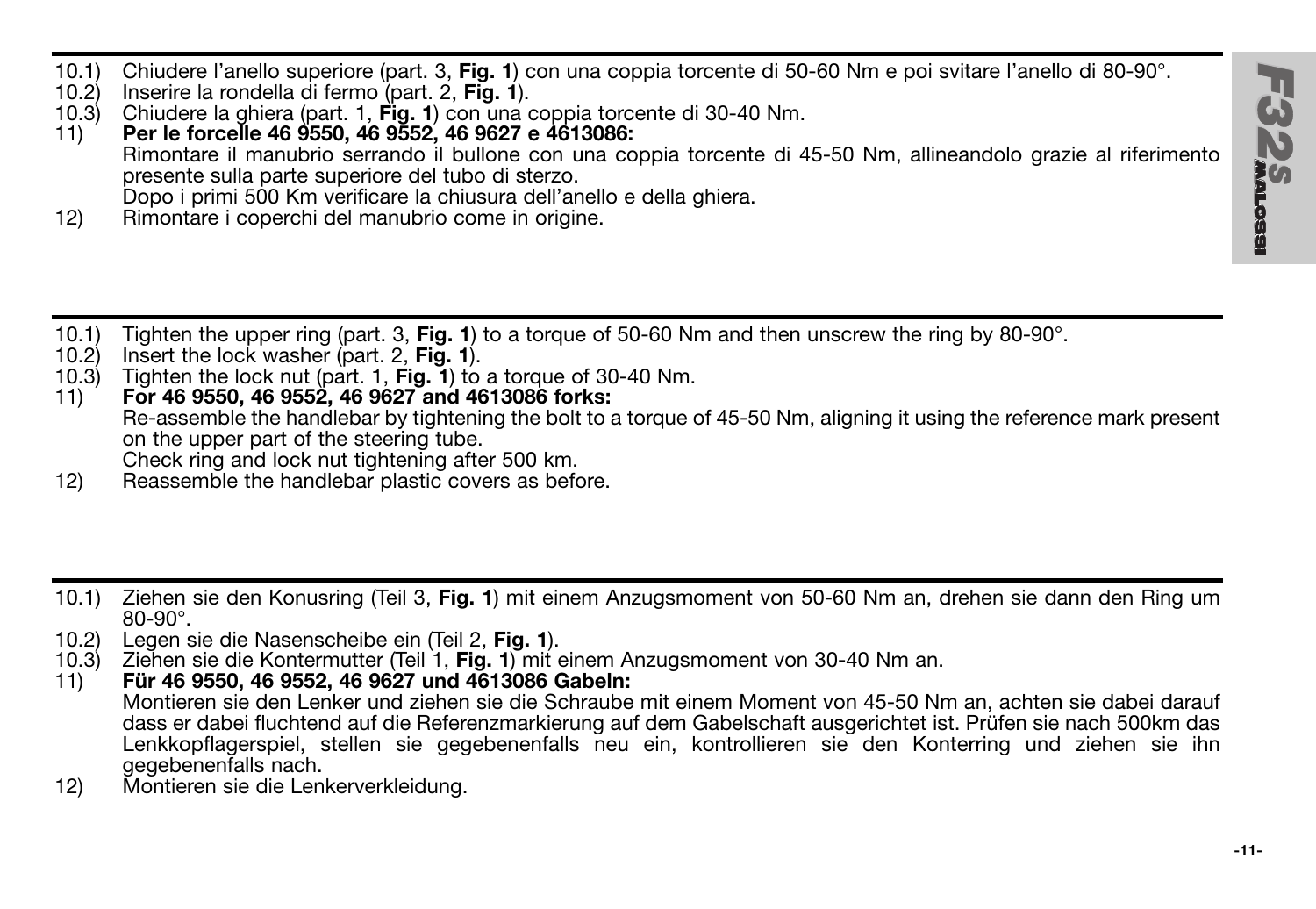10.1) Chiudere l'anello superiore (part. 3, **Fig. 1**) con una coppia torcente di 50-60 Nm e poi svitare l'anello di 80-90°.
10.2) Inserire la rondella di fermo (part. 2, **Fig. 1**).
10.3) Chiudere la ghiera (part. 1, **Fig. 1**) con una coppia torcente di 30-40 Nm.
11) **Per le forcelle 46 9550, 46 9552, 46 9627 e 4613086:**
Rimontare il manubrio serrando il bullone con una coppia torcente di 45-50 Nm, allineandolo grazie al riferimento presente sulla parte superiore del tubo di sterzo.
Dopo i primi 500 Km verificare la chiusura dell'anello e della ghiera.
12) Rimontare i coperchi del manubrio come in origine.

---

10.1) Tighten the upper ring (part. 3, **Fig. 1**) to a torque of 50-60 Nm and then unscrew the ring by 80-90°.
10.2) Insert the lock washer (part. 2, **Fig. 1**).
10.3) Tighten the lock nut (part. 1, **Fig. 1**) to a torque of 30-40 Nm.
11) **For 46 9550, 46 9552, 46 9627 and 4613086 forks:**
Re-assemble the handlebar by tightening the bolt to a torque of 45-50 Nm, aligning it using the reference mark present on the upper part of the steering tube.
Check ring and lock nut tightening after 500 km.
12) Reassemble the handlebar plastic covers as before.

---

10.1) Ziehen sie den Konusring (Teil 3, **Fig. 1**) mit einem Anzugsmoment von 50-60 Nm an, drehen sie dann den Ring um 80-90°.
10.2) Legen sie die Nasenscheibe ein (Teil 2, **Fig. 1**).
10.3) Ziehen sie die Kontermutter (Teil 1, **Fig. 1**) mit einem Anzugsmoment von 30-40 Nm an.
11) **Für 46 9550, 46 9552, 46 9627 und 4613086 Gabeln:**
Montieren sie den Lenker und ziehen sie die Schraube mit einem Moment von 45-50 Nm an, achten sie dabei darauf dass er dabei fluchtend auf die Referenzmarkierung auf dem Gabelschaft ausgerichtet ist. Prüfen sie nach 500km das Lenkkopflagerspiel, stellen sie gegebenenfalls neu ein, kontrollieren sie den Konterring und ziehen sie ihn gegebenenfalls nach.
12) Montieren sie die Lenkerverkleidung.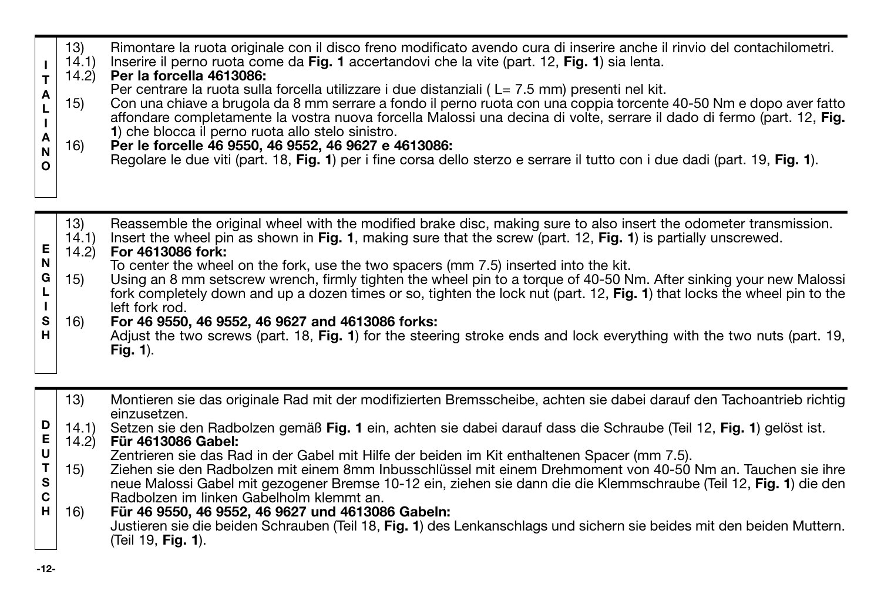**ITALIANO**

13) Rimontare la ruota originale con il disco freno modificato avendo cura di inserire anche il rinvio del contachilometri.

14.1) Inserire il perno ruota come da **Fig. 1** accertandovi che la vite (part. 12, **Fig. 1**) sia lenta.

14.2) **Per la forcella 4613086:**
Per centrare la ruota sulla forcella utilizzare i due distanziali ( L= 7.5 mm) presenti nel kit.

15) Con una chiave a brugola da 8 mm serrare a fondo il perno ruota con una coppia torcente 40-50 Nm e dopo aver fatto affondare completamente la vostra nuova forcella Malossi una decina di volte, serrare il dado di fermo (part. 12, **Fig. 1**) che blocca il perno ruota allo stelo sinistro.

16) **Per le forcelle 46 9550, 46 9552, 46 9627 e 4613086:**
Regolare le due viti (part. 18, **Fig. 1**) per i fine corsa dello sterzo e serrare il tutto con i due dadi (part. 19, **Fig. 1**).

**ENGLISH**

13) Reassemble the original wheel with the modified brake disc, making sure to also insert the odometer transmission.

14.1) Insert the wheel pin as shown in **Fig. 1**, making sure that the screw (part. 12, **Fig. 1**) is partially unscrewed.

14.2) **For 4613086 fork:**
To center the wheel on the fork, use the two spacers (mm 7.5) inserted into the kit.

15) Using an 8 mm setscrew wrench, firmly tighten the wheel pin to a torque of 40-50 Nm. After sinking your new Malossi fork completely down and up a dozen times or so, tighten the lock nut (part. 12, **Fig. 1**) that locks the wheel pin to the left fork rod.

16) **For 46 9550, 46 9552, 46 9627 and 4613086 forks:**
Adjust the two screws (part. 18, **Fig. 1**) for the steering stroke ends and lock everything with the two nuts (part. 19, **Fig. 1**).

**DEUTSCH**

13) Montieren sie das originale Rad mit der modifizierten Bremsscheibe, achten sie dabei darauf den Tachoantrieb richtig einzusetzen.

14.1) Setzen sie den Radbolzen gemäß **Fig. 1** ein, achten sie dabei darauf dass die Schraube (Teil 12, **Fig. 1**) gelöst ist.

14.2) **Für 4613086 Gabel:**
Zentrieren sie das Rad in der Gabel mit Hilfe der beiden im Kit enthaltenen Spacer (mm 7.5).

15) Ziehen sie den Radbolzen mit einem 8mm Inbusschlüssel mit einem Drehmoment von 40-50 Nm an. Tauchen sie ihre neue Malossi Gabel mit gezogener Bremse 10-12 ein, ziehen sie dann die die Klemmschraube (Teil 12, **Fig. 1**) die den Radbolzen im linken Gabelholm klemmt an.

16) **Für 46 9550, 46 9552, 46 9627 und 4613086 Gabeln:**
Justieren sie die beiden Schrauben (Teil 18, **Fig. 1**) des Lenkanschlags und sichern sie beides mit den beiden Muttern. (Teil 19, **Fig. 1**).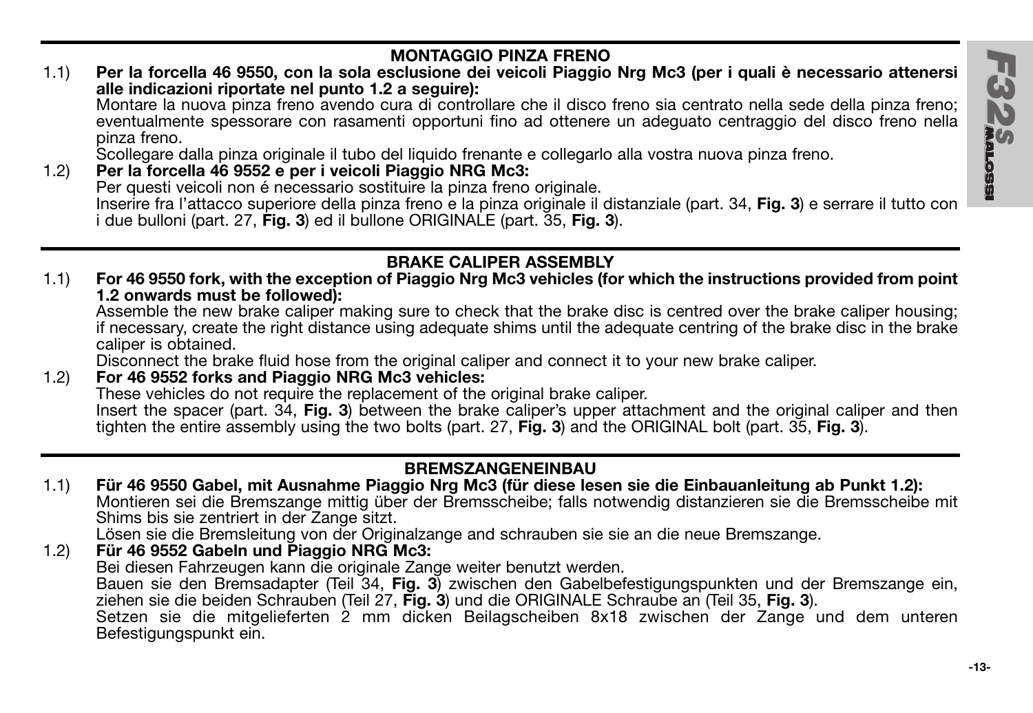## MONTAGGIO PINZA FRENO

1.1) **Per la forcella 46 9550, con la sola esclusione dei veicoli Piaggio Nrg Mc3 (per i quali è necessario attenersi alle indicazioni riportate nel punto 1.2 a seguire):**
Montare la nuova pinza freno avendo cura di controllare che il disco freno sia centrato nella sede della pinza freno; eventualmente spessorare con rasamenti opportuni fino ad ottenere un adeguato centraggio del disco freno nella pinza freno.
Scollegare dalla pinza originale il tubo del liquido frenante e collegarlo alla vostra nuova pinza freno.

1.2) **Per la forcella 46 9552 e per i veicoli Piaggio NRG Mc3:**
Per questi veicoli non é necessario sostituire la pinza freno originale.
Inserire fra l'attacco superiore della pinza freno e la pinza originale il distanziale (part. 34, **Fig. 3**) e serrare il tutto con i due bulloni (part. 27, **Fig. 3**) ed il bullone ORIGINALE (part. 35, **Fig. 3**).

## BRAKE CALIPER ASSEMBLY

1.1) **For 46 9550 fork, with the exception of Piaggio Nrg Mc3 vehicles (for which the instructions provided from point 1.2 onwards must be followed):**
Assemble the new brake caliper making sure to check that the brake disc is centred over the brake caliper housing; if necessary, create the right distance using adequate shims until the adequate centring of the brake disc in the brake caliper is obtained.
Disconnect the brake fluid hose from the original caliper and connect it to your new brake caliper.

1.2) **For 46 9552 forks and Piaggio NRG Mc3 vehicles:**
These vehicles do not require the replacement of the original brake caliper.
Insert the spacer (part. 34, **Fig. 3**) between the brake caliper's upper attachment and the original caliper and then tighten the entire assembly using the two bolts (part. 27, **Fig. 3**) and the ORIGINAL bolt (part. 35, **Fig. 3**).

## BREMSZANGENEINBAU

1.1) **Für 46 9550 Gabel, mit Ausnahme Piaggio Nrg Mc3 (für diese lesen sie die Einbauanleitung ab Punkt 1.2):**
Montieren sei die Bremszange mittig über der Bremsscheibe; falls notwendig distanzieren sie die Bremsscheibe mit Shims bis sie zentriert in der Zange sitzt.
Lösen sie die Bremsleitung von der Originalzange and schrauben sie sie an die neue Bremszange.

1.2) **Für 46 9552 Gabeln und Piaggio NRG Mc3:**
Bei diesen Fahrzeugen kann die originale Zange weiter benutzt werden.
Bauen sie den Bremsadapter (Teil 34, **Fig. 3**) zwischen den Gabelbefestigungspunkten und der Bremszange ein, ziehen sie die beiden Schrauben (Teil 27, **Fig. 3**) und die ORIGINALE Schraube an (Teil 35, **Fig. 3**).
Setzen sie die mitgelieferten 2 mm dicken Beilagscheiben 8x18 zwischen der Zange und dem unteren Befestigungspunkt ein.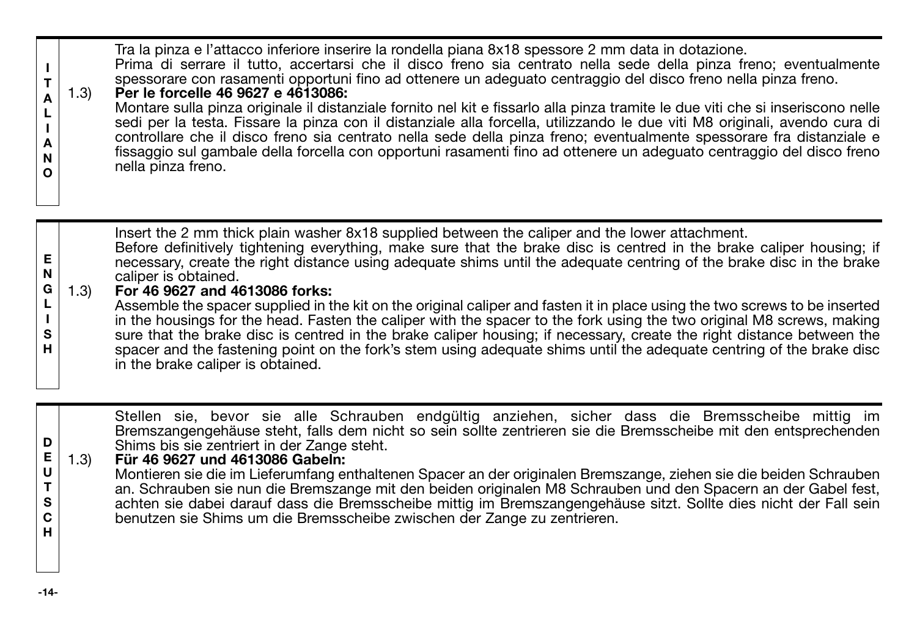**ITALIANO**

Tra la pinza e l'attacco inferiore inserire la rondella piana 8x18 spessore 2 mm data in dotazione.
Prima di serrare il tutto, accertarsi che il disco freno sia centrato nella sede della pinza freno; eventualmente spessorare con rasamenti opportuni fino ad ottenere un adeguato centraggio del disco freno nella pinza freno.

1.3) **Per le forcelle 46 9627 e 4613086:**
Montare sulla pinza originale il distanziale fornito nel kit e fissarlo alla pinza tramite le due viti che si inseriscono nelle sedi per la testa. Fissare la pinza con il distanziale alla forcella, utilizzando le due viti M8 originali, avendo cura di controllare che il disco freno sia centrato nella sede della pinza freno; eventualmente spessorare fra distanziale e fissaggio sul gambale della forcella con opportuni rasamenti fino ad ottenere un adeguato centraggio del disco freno nella pinza freno.

**ENGLISH**

Insert the 2 mm thick plain washer 8x18 supplied between the caliper and the lower attachment.
Before definitively tightening everything, make sure that the brake disc is centred in the brake caliper housing; if necessary, create the right distance using adequate shims until the adequate centring of the brake disc in the brake caliper is obtained.

1.3) **For 46 9627 and 4613086 forks:**
Assemble the spacer supplied in the kit on the original caliper and fasten it in place using the two screws to be inserted in the housings for the head. Fasten the caliper with the spacer to the fork using the two original M8 screws, making sure that the brake disc is centred in the brake caliper housing; if necessary, create the right distance between the spacer and the fastening point on the fork's stem using adequate shims until the adequate centring of the brake disc in the brake caliper is obtained.

**DEUTSCH**

Stellen sie, bevor sie alle Schrauben endgültig anziehen, sicher dass die Bremsscheibe mittig im Bremszangengehäuse steht, falls dem nicht so sein sollte zentrieren sie die Bremsscheibe mit den entsprechenden Shims bis sie zentriert in der Zange steht.

1.3) **Für 46 9627 und 4613086 Gabeln:**
Montieren sie die im Lieferumfang enthaltenen Spacer an der originalen Bremszange, ziehen sie die beiden Schrauben an. Schrauben sie nun die Bremszange mit den beiden originalen M8 Schrauben und den Spacern an der Gabel fest, achten sie dabei darauf dass die Bremsscheibe mittig im Bremszangengehäuse sitzt. Sollte dies nicht der Fall sein benutzen sie Shims um die Bremsscheibe zwischen der Zange zu zentrieren.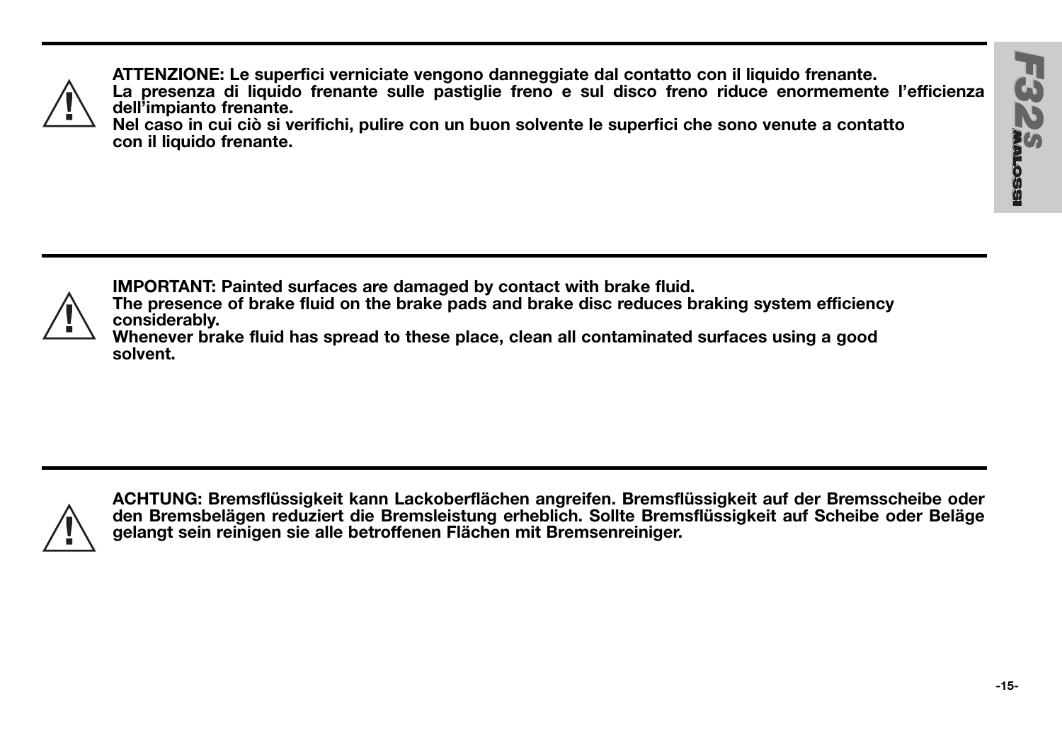---

⚠ **ATTENZIONE: Le superfici verniciate vengono danneggiate dal contatto con il liquido frenante.
La presenza di liquido frenante sulle pastiglie freno e sul disco freno riduce enormemente l'efficienza dell'impianto frenante.
Nel caso in cui ciò si verifichi, pulire con un buon solvente le superfici che sono venute a contatto con il liquido frenante.**

---

⚠ **IMPORTANT: Painted surfaces are damaged by contact with brake fluid.
The presence of brake fluid on the brake pads and brake disc reduces braking system efficiency considerably.
Whenever brake fluid has spread to these place, clean all contaminated surfaces using a good solvent.**

---

⚠ **ACHTUNG: Bremsflüssigkeit kann Lackoberflächen angreifen. Bremsflüssigkeit auf der Bremsscheibe oder den Bremsbelägen reduziert die Bremsleistung erheblich. Sollte Bremsflüssigkeit auf Scheibe oder Beläge gelangt sein reinigen sie alle betroffenen Flächen mit Bremsenreiniger.**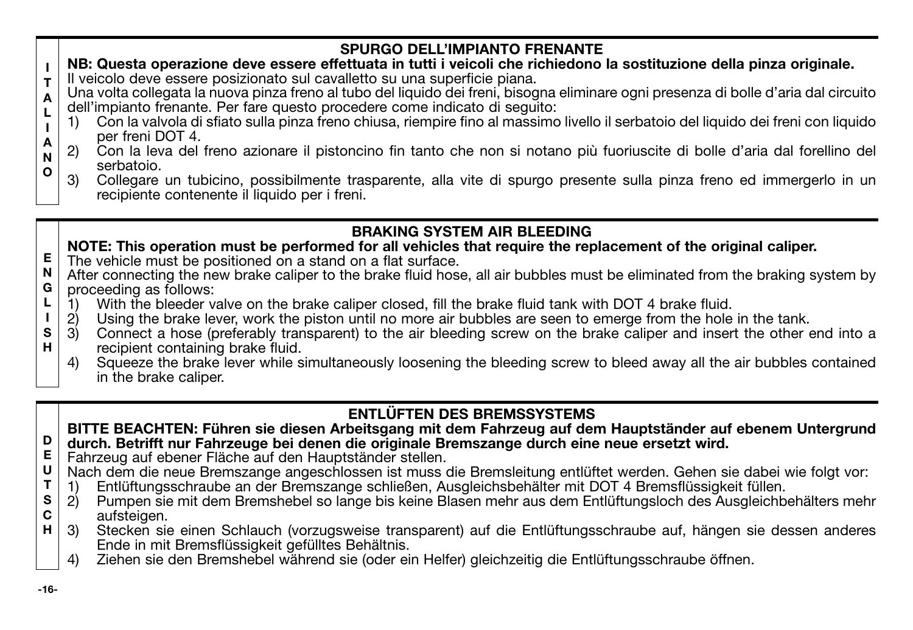## SPURGO DELL'IMPIANTO FRENANTE

**NB: Questa operazione deve essere effettuata in tutti i veicoli che richiedono la sostituzione della pinza originale.**

Il veicolo deve essere posizionato sul cavalletto su una superficie piana.

Una volta collegata la nuova pinza freno al tubo del liquido dei freni, bisogna eliminare ogni presenza di bolle d'aria dal circuito dell'impianto frenante. Per fare questo procedere come indicato di seguito:

1) Con la valvola di sfiato sulla pinza freno chiusa, riempire fino al massimo livello il serbatoio del liquido dei freni con liquido per freni DOT 4.
2) Con la leva del freno azionare il pistoncino fin tanto che non si notano più fuoriuscite di bolle d'aria dal forellino del serbatoio.
3) Collegare un tubicino, possibilmente trasparente, alla vite di spurgo presente sulla pinza freno ed immergerlo in un recipiente contenente il liquido per i freni.

## BRAKING SYSTEM AIR BLEEDING

**NOTE: This operation must be performed for all vehicles that require the replacement of the original caliper.**

The vehicle must be positioned on a stand on a flat surface.

After connecting the new brake caliper to the brake fluid hose, all air bubbles must be eliminated from the braking system by proceeding as follows:

1) With the bleeder valve on the brake caliper closed, fill the brake fluid tank with DOT 4 brake fluid.
2) Using the brake lever, work the piston until no more air bubbles are seen to emerge from the hole in the tank.
3) Connect a hose (preferably transparent) to the air bleeding screw on the brake caliper and insert the other end into a recipient containing brake fluid.
4) Squeeze the brake lever while simultaneously loosening the bleeding screw to bleed away all the air bubbles contained in the brake caliper.

## ENTLÜFTEN DES BREMSSYSTEMS

**BITTE BEACHTEN: Führen sie diesen Arbeitsgang mit dem Fahrzeug auf dem Hauptständer auf ebenem Untergrund durch. Betrifft nur Fahrzeuge bei denen die originale Bremszange durch eine neue ersetzt wird.**

Fahrzeug auf ebener Fläche auf den Hauptständer stellen.

Nach dem die neue Bremszange angeschlossen ist muss die Bremsleitung entlüftet werden. Gehen sie dabei wie folgt vor:

1) Entlüftungsschraube an der Bremszange schließen, Ausgleichsbehälter mit DOT 4 Bremsflüssigkeit füllen.
2) Pumpen sie mit dem Bremshebel so lange bis keine Blasen mehr aus dem Entlüftungsloch des Ausgleichbehälters mehr aufsteigen.
3) Stecken sie einen Schlauch (vorzugsweise transparent) auf die Entlüftungsschraube auf, hängen sie dessen anderes Ende in mit Bremsflüssigkeit gefülltes Behältnis.
4) Ziehen sie den Bremshebel während sie (oder ein Helfer) gleichzeitig die Entlüftungsschraube öffnen.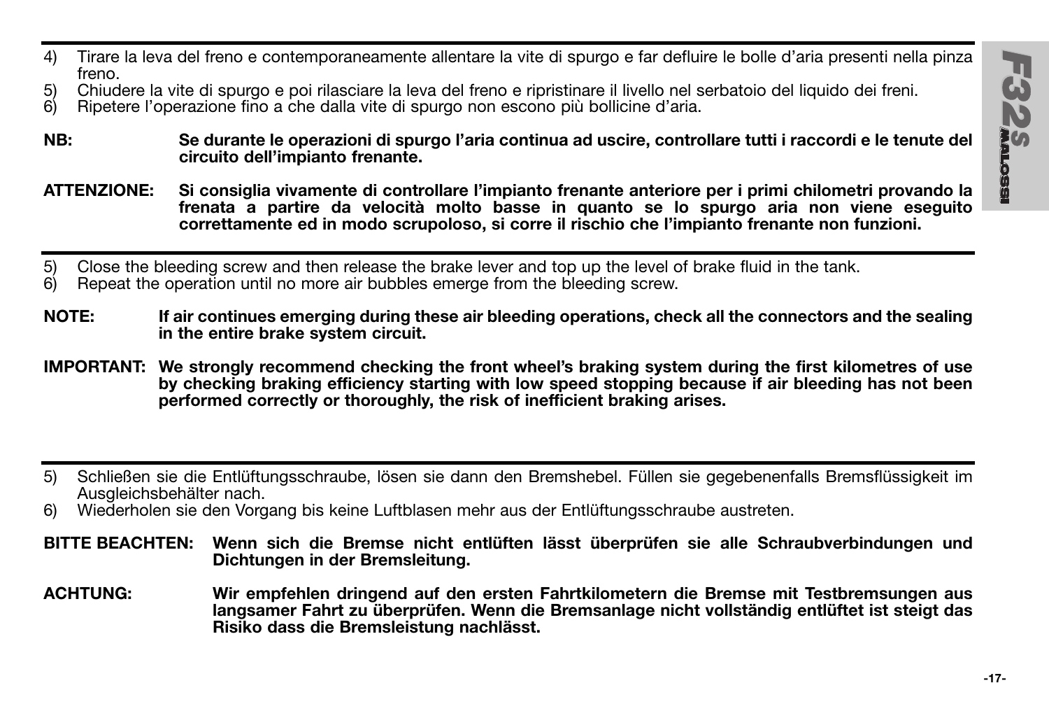4) Tirare la leva del freno e contemporaneamente allentare la vite di spurgo e far defluire le bolle d'aria presenti nella pinza freno.
5) Chiudere la vite di spurgo e poi rilasciare la leva del freno e ripristinare il livello nel serbatoio del liquido dei freni.
6) Ripetere l'operazione fino a che dalla vite di spurgo non escono più bollicine d'aria.

**NB:** **Se durante le operazioni di spurgo l'aria continua ad uscire, controllare tutti i raccordi e le tenute del circuito dell'impianto frenante.**

**ATTENZIONE:** **Si consiglia vivamente di controllare l'impianto frenante anteriore per i primi chilometri provando la frenata a partire da velocità molto basse in quanto se lo spurgo aria non viene eseguito correttamente ed in modo scrupoloso, si corre il rischio che l'impianto frenante non funzioni.**

---

5) Close the bleeding screw and then release the brake lever and top up the level of brake fluid in the tank.
6) Repeat the operation until no more air bubbles emerge from the bleeding screw.

**NOTE:** **If air continues emerging during these air bleeding operations, check all the connectors and the sealing in the entire brake system circuit.**

**IMPORTANT:** **We strongly recommend checking the front wheel's braking system during the first kilometres of use by checking braking efficiency starting with low speed stopping because if air bleeding has not been performed correctly or thoroughly, the risk of inefficient braking arises.**

---

5) Schließen sie die Entlüftungsschraube, lösen sie dann den Bremshebel. Füllen sie gegebenenfalls Bremsflüssigkeit im Ausgleichsbehälter nach.
6) Wiederholen sie den Vorgang bis keine Luftblasen mehr aus der Entlüftungsschraube austreten.

**BITTE BEACHTEN:** **Wenn sich die Bremse nicht entlüften lässt überprüfen sie alle Schraubverbindungen und Dichtungen in der Bremsleitung.**

**ACHTUNG:** **Wir empfehlen dringend auf den ersten Fahrtkilometern die Bremse mit Testbremsungen aus langsamer Fahrt zu überprüfen. Wenn die Bremsanlage nicht vollständig entlüftet ist steigt das Risiko dass die Bremsleistung nachlässt.**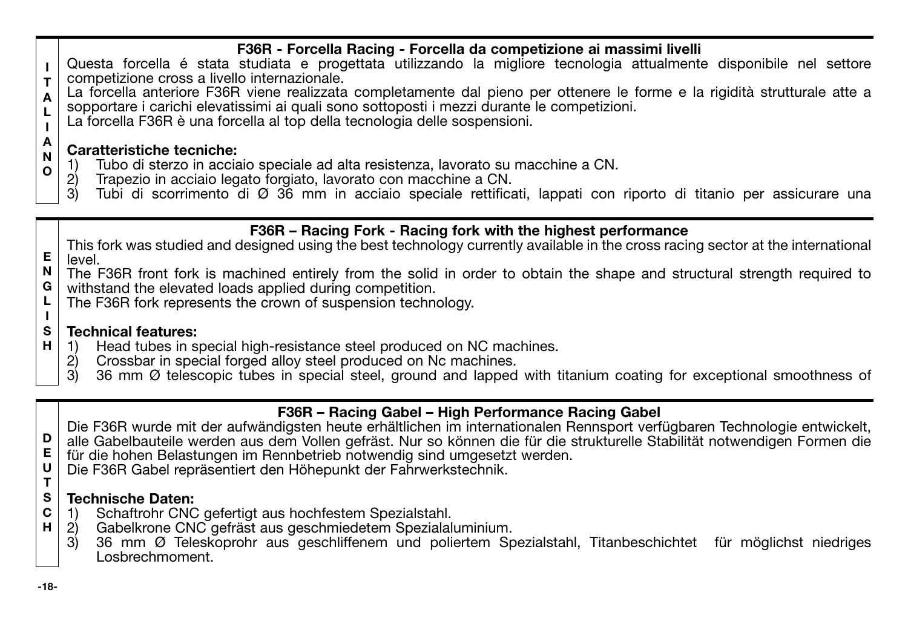### F36R - Forcella Racing - Forcella da competizione ai massimi livelli

Questa forcella é stata studiata e progettata utilizzando la migliore tecnologia attualmente disponibile nel settore competizione cross a livello internazionale.
La forcella anteriore F36R viene realizzata completamente dal pieno per ottenere le forme e la rigidità strutturale atte a sopportare i carichi elevatissimi ai quali sono sottoposti i mezzi durante le competizioni.
La forcella F36R è una forcella al top della tecnologia delle sospensioni.

**Caratteristiche tecniche:**

1) Tubo di sterzo in acciaio speciale ad alta resistenza, lavorato su macchine a CN.
2) Trapezio in acciaio legato forgiato, lavorato con macchine a CN.
3) Tubi di scorrimento di Ø 36 mm in acciaio speciale rettificati, lappati con riporto di titanio per assicurare una

### F36R – Racing Fork - Racing fork with the highest performance

This fork was studied and designed using the best technology currently available in the cross racing sector at the international level.
The F36R front fork is machined entirely from the solid in order to obtain the shape and structural strength required to withstand the elevated loads applied during competition.
The F36R fork represents the crown of suspension technology.

**Technical features:**

1) Head tubes in special high-resistance steel produced on NC machines.
2) Crossbar in special forged alloy steel produced on Nc machines.
3) 36 mm Ø telescopic tubes in special steel, ground and lapped with titanium coating for exceptional smoothness of

### F36R – Racing Gabel – High Performance Racing Gabel

Die F36R wurde mit der aufwändigsten heute erhältlichen im internationalen Rennsport verfügbaren Technologie entwickelt, alle Gabelbauteile werden aus dem Vollen gefräst. Nur so können die für die strukturelle Stabilität notwendigen Formen die für die hohen Belastungen im Rennbetrieb notwendig sind umgesetzt werden.
Die F36R Gabel repräsentiert den Höhepunkt der Fahrwerkstechnik.

**Technische Daten:**

1) Schaftrohr CNC gefertigt aus hochfestem Spezialstahl.
2) Gabelkrone CNC gefräst aus geschmiedetem Spezialaluminium.
3) 36 mm Ø Teleskoprohr aus geschliffenem und poliertem Spezialstahl, Titanbeschichtet für möglichst niedriges Losbrechmoment.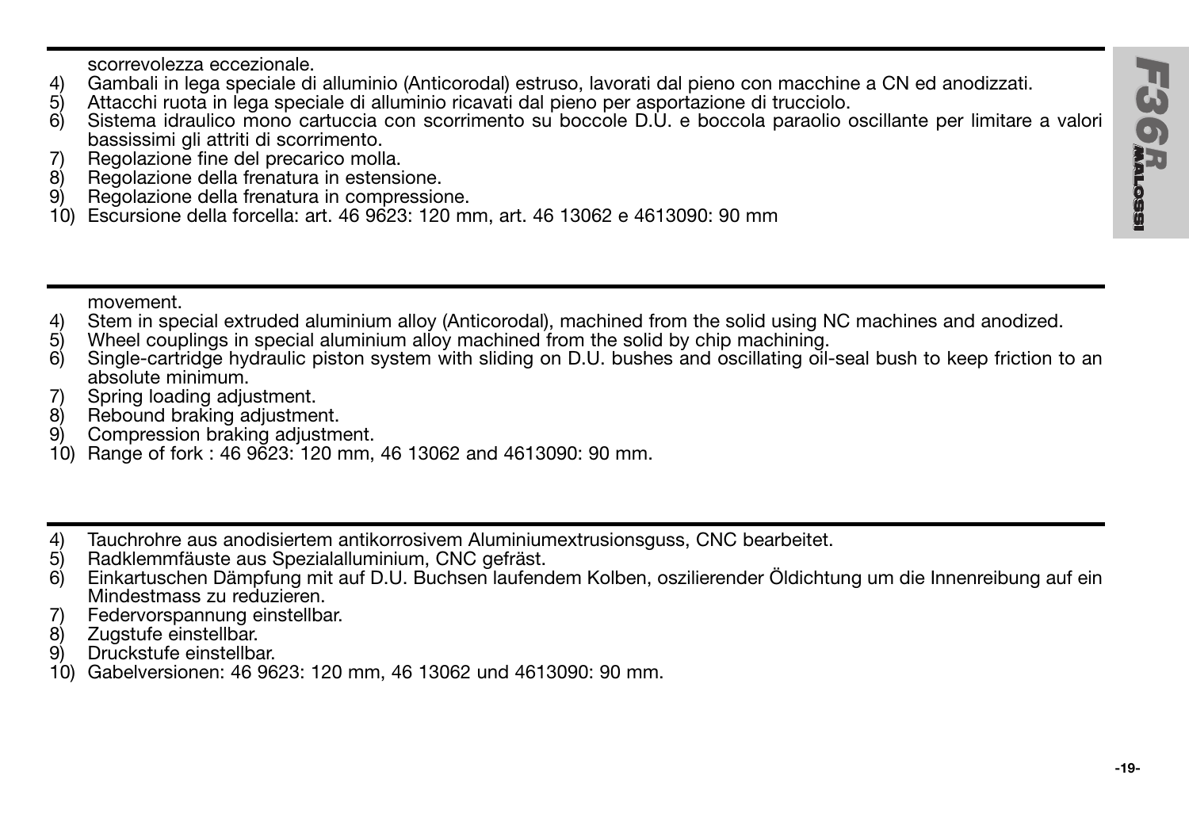scorrevolezza eccezionale.

4) Gambali in lega speciale di alluminio (Anticorodal) estruso, lavorati dal pieno con macchine a CN ed anodizzati.
5) Attacchi ruota in lega speciale di alluminio ricavati dal pieno per asportazione di trucciolo.
6) Sistema idraulico mono cartuccia con scorrimento su boccole D.U. e boccola paraolio oscillante per limitare a valori bassissimi gli attriti di scorrimento.
7) Regolazione fine del precarico molla.
8) Regolazione della frenatura in estensione.
9) Regolazione della frenatura in compressione.
10) Escursione della forcella: art. 46 9623: 120 mm, art. 46 13062 e 4613090: 90 mm

---

movement.

4) Stem in special extruded aluminium alloy (Anticorodal), machined from the solid using NC machines and anodized.
5) Wheel couplings in special aluminium alloy machined from the solid by chip machining.
6) Single-cartridge hydraulic piston system with sliding on D.U. bushes and oscillating oil-seal bush to keep friction to an absolute minimum.
7) Spring loading adjustment.
8) Rebound braking adjustment.
9) Compression braking adjustment.
10) Range of fork : 46 9623: 120 mm, 46 13062 and 4613090: 90 mm.

---

4) Tauchrohre aus anodisiertem antikorrosivem Aluminiumextrusionsguss, CNC bearbeitet.
5) Radklemmfäuste aus Spezialaluminium, CNC gefräst.
6) Einkartuschen Dämpfung mit auf D.U. Buchsen laufendem Kolben, oszilierender Öldichtung um die Innenreibung auf ein Mindestmass zu reduzieren.
7) Federvorspannung einstellbar.
8) Zugstufe einstellbar.
9) Druckstufe einstellbar.
10) Gabelversionen: 46 9623: 120 mm, 46 13062 und 4613090: 90 mm.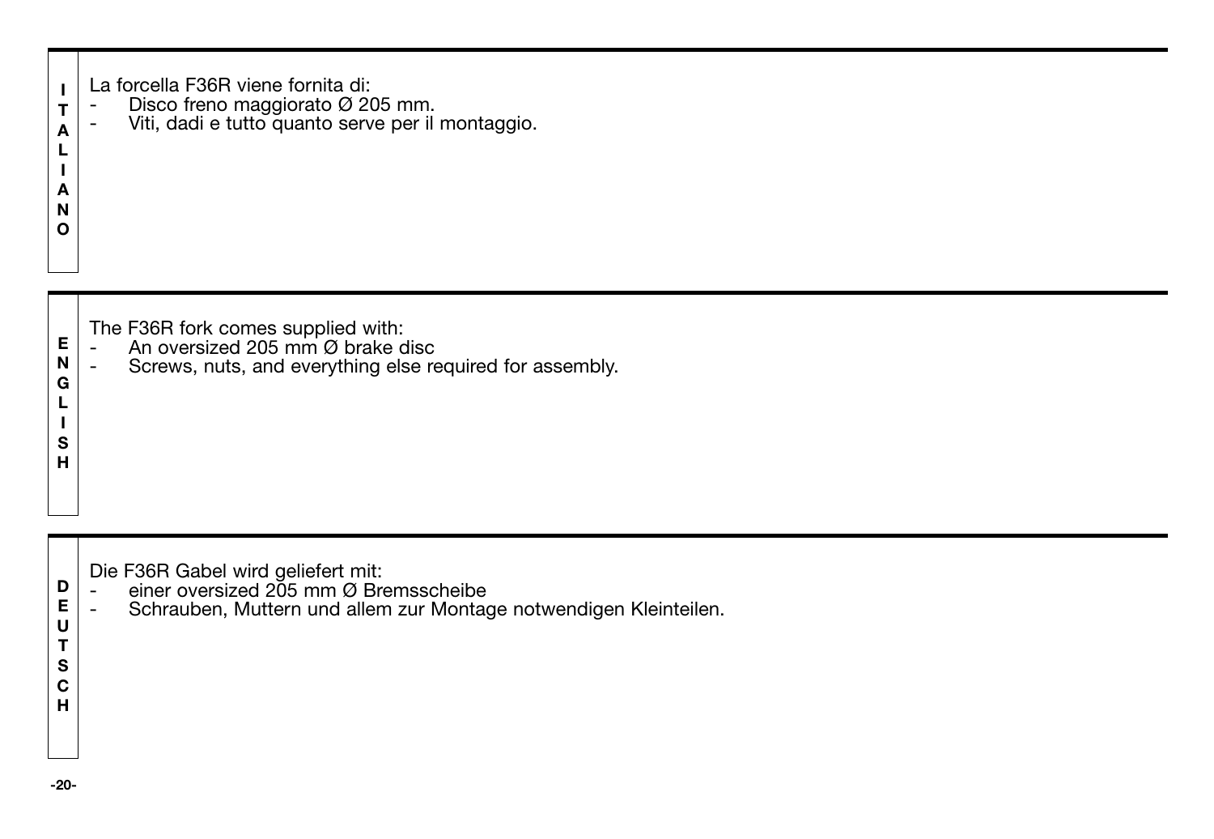**ITALIANO**

La forcella F36R viene fornita di:
- Disco freno maggiorato Ø 205 mm.
- Viti, dadi e tutto quanto serve per il montaggio.

**ENGLISH**

The F36R fork comes supplied with:
- An oversized 205 mm Ø brake disc
- Screws, nuts, and everything else required for assembly.

**DEUTSCH**

Die F36R Gabel wird geliefert mit:
- einer oversized 205 mm Ø Bremsscheibe
- Schrauben, Muttern und allem zur Montage notwendigen Kleinteilen.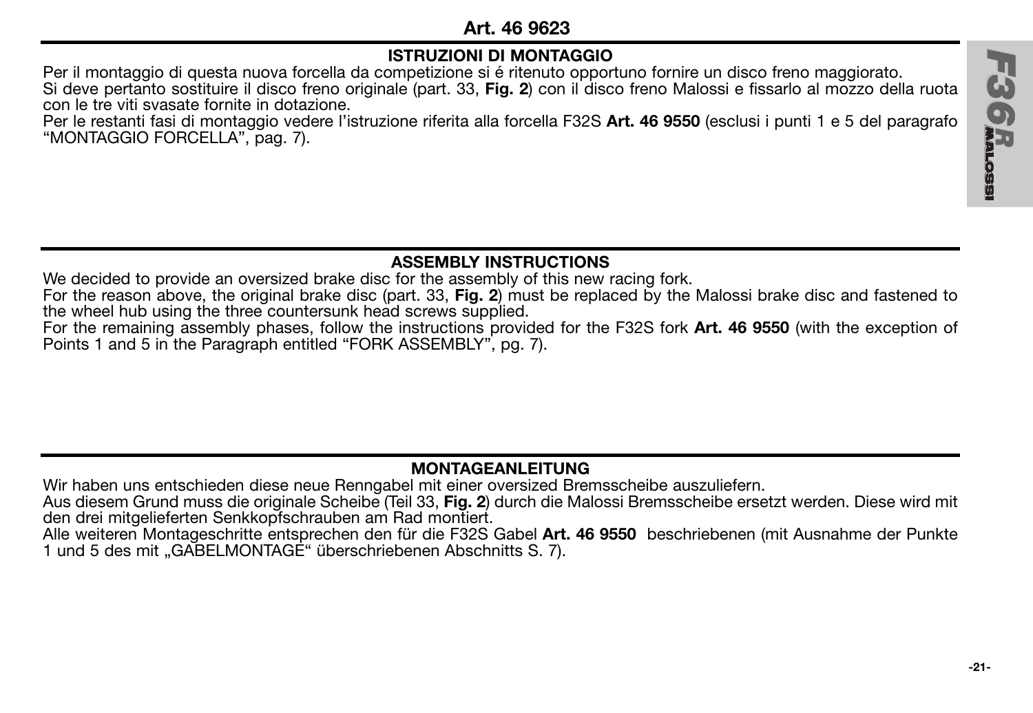## Art. 46 9623

### ISTRUZIONI DI MONTAGGIO

Per il montaggio di questa nuova forcella da competizione si é ritenuto opportuno fornire un disco freno maggiorato.
Si deve pertanto sostituire il disco freno originale (part. 33, **Fig. 2**) con il disco freno Malossi e fissarlo al mozzo della ruota con le tre viti svasate fornite in dotazione.
Per le restanti fasi di montaggio vedere l'istruzione riferita alla forcella F32S **Art. 46 9550** (esclusi i punti 1 e 5 del paragrafo "MONTAGGIO FORCELLA", pag. 7).

### ASSEMBLY INSTRUCTIONS

We decided to provide an oversized brake disc for the assembly of this new racing fork.
For the reason above, the original brake disc (part. 33, **Fig. 2**) must be replaced by the Malossi brake disc and fastened to the wheel hub using the three countersunk head screws supplied.
For the remaining assembly phases, follow the instructions provided for the F32S fork **Art. 46 9550** (with the exception of Points 1 and 5 in the Paragraph entitled "FORK ASSEMBLY", pg. 7).

### MONTAGEANLEITUNG

Wir haben uns entschieden diese neue Renngabel mit einer oversized Bremsscheibe auszuliefern.
Aus diesem Grund muss die originale Scheibe (Teil 33, **Fig. 2**) durch die Malossi Bremsscheibe ersetzt werden. Diese wird mit den drei mitgelieferten Senkkopfschrauben am Rad montiert.
Alle weiteren Montageschritte entsprechen den für die F32S Gabel **Art. 46 9550** beschriebenen (mit Ausnahme der Punkte 1 und 5 des mit „GABELMONTAGE" überschriebenen Abschnitts S. 7).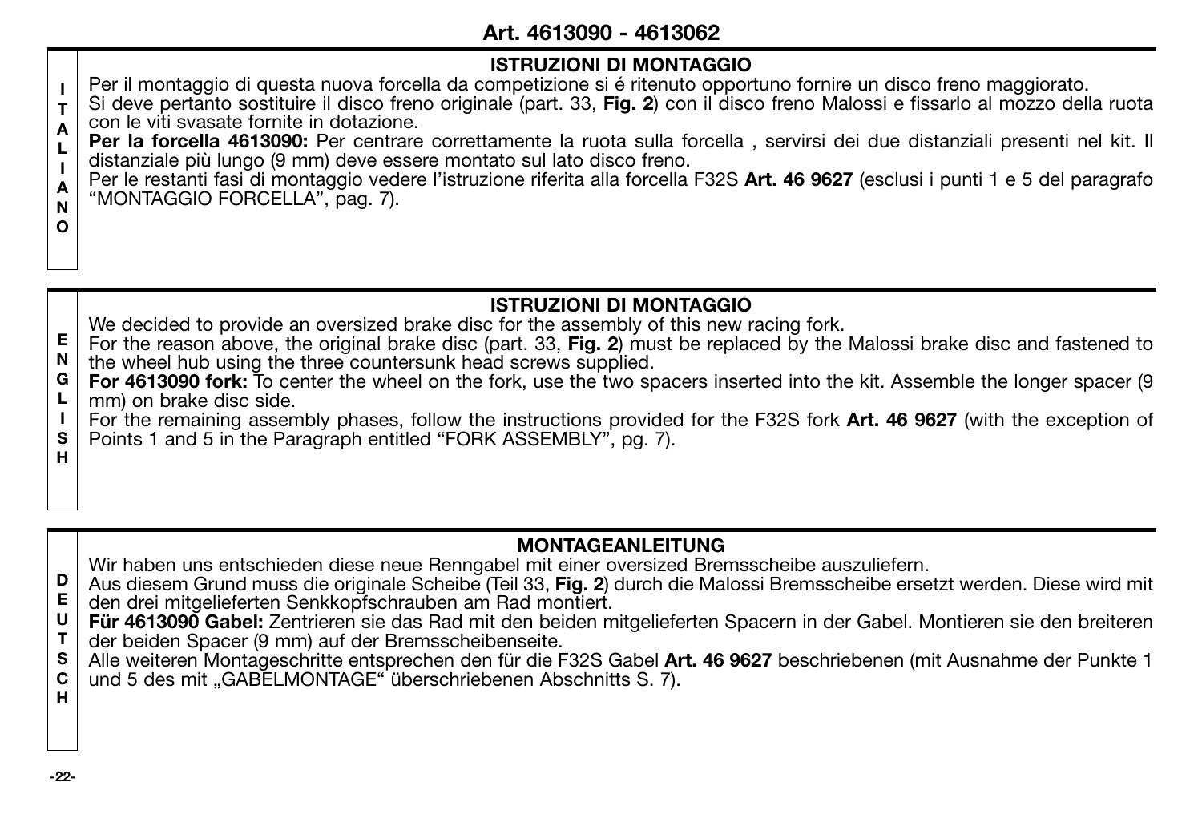# Art. 4613090 - 4613062

## ITALIANO

### ISTRUZIONI DI MONTAGGIO

Per il montaggio di questa nuova forcella da competizione si é ritenuto opportuno fornire un disco freno maggiorato.
Si deve pertanto sostituire il disco freno originale (part. 33, **Fig. 2**) con il disco freno Malossi e fissarlo al mozzo della ruota con le viti svasate fornite in dotazione.
**Per la forcella 4613090:** Per centrare correttamente la ruota sulla forcella , servirsi dei due distanziali presenti nel kit. Il distanziale più lungo (9 mm) deve essere montato sul lato disco freno.
Per le restanti fasi di montaggio vedere l'istruzione riferita alla forcella F32S **Art. 46 9627** (esclusi i punti 1 e 5 del paragrafo "MONTAGGIO FORCELLA", pag. 7).

## ENGLISH

### ISTRUZIONI DI MONTAGGIO

We decided to provide an oversized brake disc for the assembly of this new racing fork.
For the reason above, the original brake disc (part. 33, **Fig. 2**) must be replaced by the Malossi brake disc and fastened to the wheel hub using the three countersunk head screws supplied.
**For 4613090 fork:** To center the wheel on the fork, use the two spacers inserted into the kit. Assemble the longer spacer (9 mm) on brake disc side.
For the remaining assembly phases, follow the instructions provided for the F32S fork **Art. 46 9627** (with the exception of Points 1 and 5 in the Paragraph entitled "FORK ASSEMBLY", pg. 7).

## DEUTSCH

### MONTAGEANLEITUNG

Wir haben uns entschieden diese neue Renngabel mit einer oversized Bremsscheibe auszuliefern.
Aus diesem Grund muss die originale Scheibe (Teil 33, **Fig. 2**) durch die Malossi Bremsscheibe ersetzt werden. Diese wird mit den drei mitgelieferten Senkkopfschrauben am Rad montiert.
**Für 4613090 Gabel:** Zentrieren sie das Rad mit den beiden mitgelieferten Spacern in der Gabel. Montieren sie den breiteren der beiden Spacer (9 mm) auf der Bremsscheibenseite.
Alle weiteren Montageschritte entsprechen den für die F32S Gabel **Art. 46 9627** beschriebenen (mit Ausnahme der Punkte 1 und 5 des mit „GABELMONTAGE" überschriebenen Abschnitts S. 7).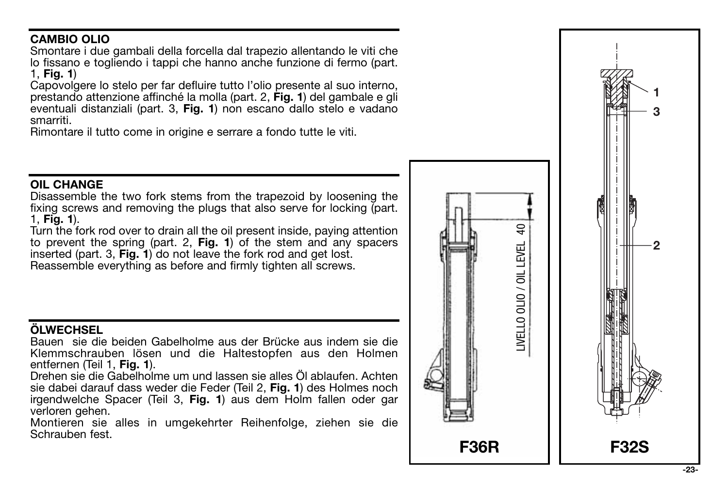## CAMBIO OLIO

Smontare i due gambali della forcella dal trapezio allentando le viti che lo fissano e togliendo i tappi che hanno anche funzione di fermo (part. 1, **Fig. 1**)

Capovolgere lo stelo per far defluire tutto l'olio presente al suo interno, prestando attenzione affinché la molla (part. 2, **Fig. 1**) del gambale e gli eventuali distanziali (part. 3, **Fig. 1**) non escano dallo stelo e vadano smarriti.

Rimontare il tutto come in origine e serrare a fondo tutte le viti.

## OIL CHANGE

Disassemble the two fork stems from the trapezoid by loosening the fixing screws and removing the plugs that also serve for locking (part. 1, **Fig. 1**).

Turn the fork rod over to drain all the oil present inside, paying attention to prevent the spring (part. 2, **Fig. 1**) of the stem and any spacers inserted (part. 3, **Fig. 1**) do not leave the fork rod and get lost.

Reassemble everything as before and firmly tighten all screws.

## ÖLWECHSEL

Bauen sie die beiden Gabelholme aus der Brücke aus indem sie die Klemmschrauben lösen und die Haltestopfen aus den Holmen entfernen (Teil 1, **Fig. 1**).

Drehen sie die Gabelholme um und lassen sie alles Öl ablaufen. Achten sie dabei darauf dass weder die Feder (Teil 2, **Fig. 1**) des Holmes noch irgendwelche Spacer (Teil 3, **Fig. 1**) aus dem Holm fallen oder gar verloren gehen.

Montieren sie alles in umgekehrter Reihenfolge, ziehen sie die Schrauben fest.

LIVELLO OLIO / OIL LEVEL 40

**F36R**

1
3
2

**F32S**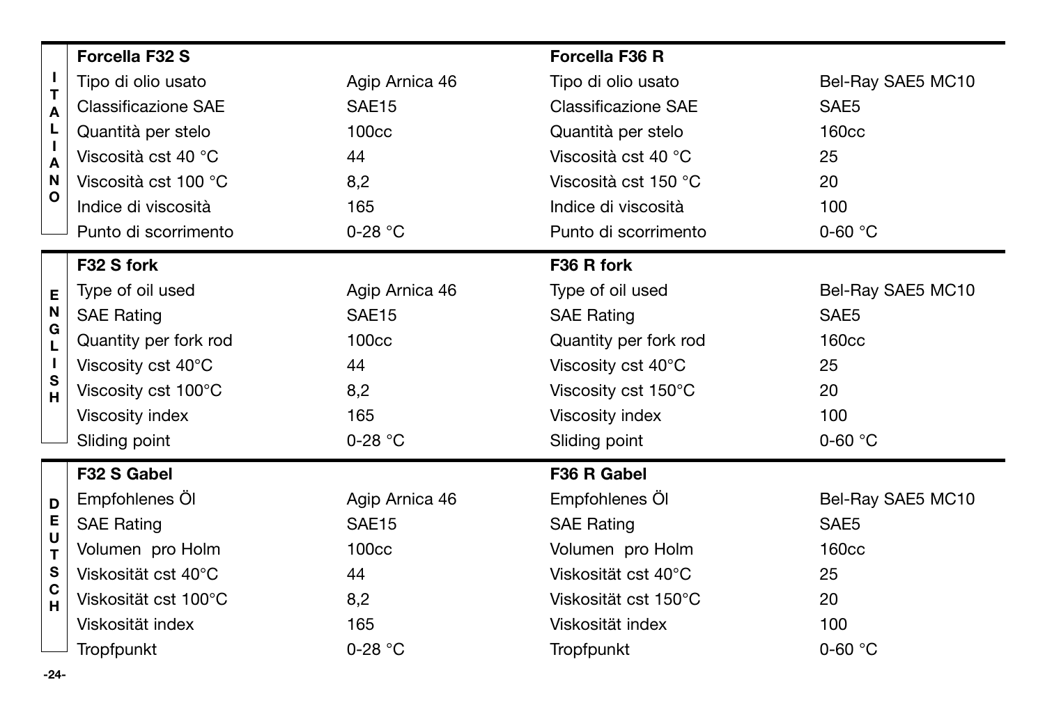**ITALIANO**

| Forcella F32 S | | Forcella F36 R | |
|---|---|---|---|
| Tipo di olio usato | Agip Arnica 46 | Tipo di olio usato | Bel-Ray SAE5 MC10 |
| Classificazione SAE | SAE15 | Classificazione SAE | SAE5 |
| Quantità per stelo | 100cc | Quantità per stelo | 160cc |
| Viscosità cst 40 °C | 44 | Viscosità cst 40 °C | 25 |
| Viscosità cst 100 °C | 8,2 | Viscosità cst 150 °C | 20 |
| Indice di viscosità | 165 | Indice di viscosità | 100 |
| Punto di scorrimento | 0-28 °C | Punto di scorrimento | 0-60 °C |

**ENGLISH**

| F32 S fork | | F36 R fork | |
|---|---|---|---|
| Type of oil used | Agip Arnica 46 | Type of oil used | Bel-Ray SAE5 MC10 |
| SAE Rating | SAE15 | SAE Rating | SAE5 |
| Quantity per fork rod | 100cc | Quantity per fork rod | 160cc |
| Viscosity cst 40°C | 44 | Viscosity cst 40°C | 25 |
| Viscosity cst 100°C | 8,2 | Viscosity cst 150°C | 20 |
| Viscosity index | 165 | Viscosity index | 100 |
| Sliding point | 0-28 °C | Sliding point | 0-60 °C |

**DEUTSCH**

| F32 S Gabel | | F36 R Gabel | |
|---|---|---|---|
| Empfohlenes Öl | Agip Arnica 46 | Empfohlenes Öl | Bel-Ray SAE5 MC10 |
| SAE Rating | SAE15 | SAE Rating | SAE5 |
| Volumen pro Holm | 100cc | Volumen pro Holm | 160cc |
| Viskosität cst 40°C | 44 | Viskosität cst 40°C | 25 |
| Viskosität cst 100°C | 8,2 | Viskosität cst 150°C | 20 |
| Viskosität index | 165 | Viskosität index | 100 |
| Tropfpunkt | 0-28 °C | Tropfpunkt | 0-60 °C |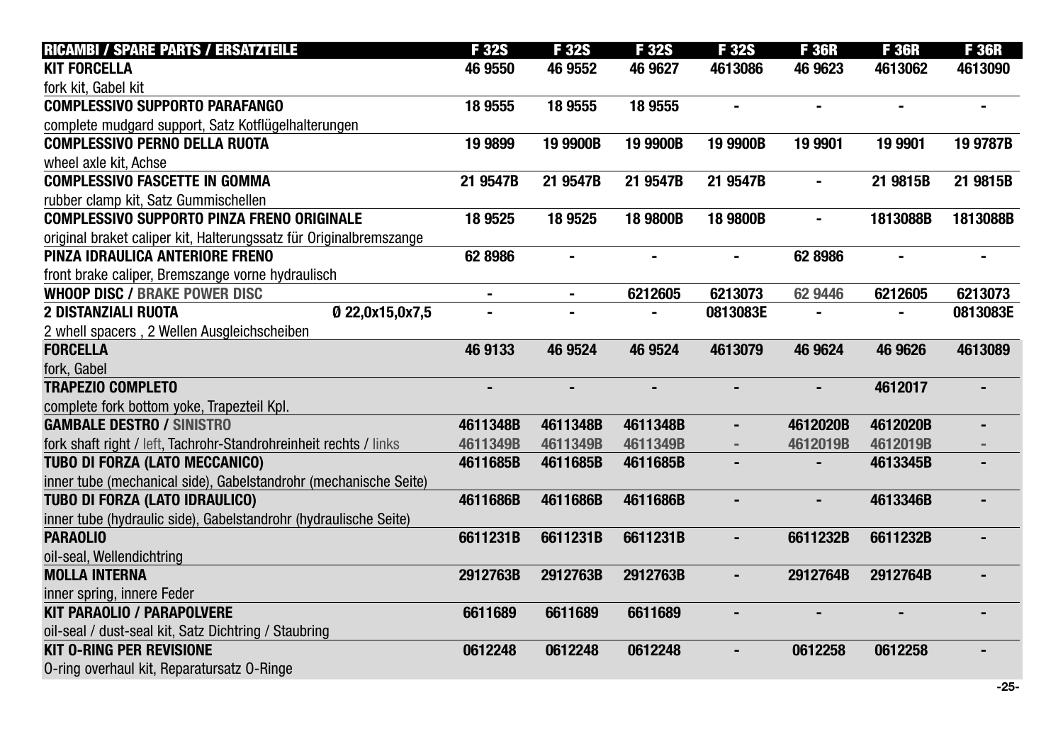| RICAMBI / SPARE PARTS / ERSATZTEILE | | F 32S | F 32S | F 32S | F 32S | F 36R | F 36R | F 36R |
|---|---|---|---|---|---|---|---|---|
| **KIT FORCELLA**<br>fork kit, Gabel kit | | 46 9550 | 46 9552 | 46 9627 | 4613086 | 46 9623 | 4613062 | 4613090 |
| **COMPLESSIVO SUPPORTO PARAFANGO**<br>complete mudgard support, Satz Kotflügelhalterungen | | 18 9555 | 18 9555 | 18 9555 | - | - | - | - |
| **COMPLESSIVO PERNO DELLA RUOTA**<br>wheel axle kit, Achse | | 19 9899 | 19 9900B | 19 9900B | 19 9900B | 19 9901 | 19 9901 | 19 9787B |
| **COMPLESSIVO FASCETTE IN GOMMA**<br>rubber clamp kit, Satz Gummischellen | | 21 9547B | 21 9547B | 21 9547B | 21 9547B | - | 21 9815B | 21 9815B |
| **COMPLESSIVO SUPPORTO PINZA FRENO ORIGINALE**<br>original braket caliper kit, Halterungssatz für Originalbremszange | | 18 9525 | 18 9525 | 18 9800B | 18 9800B | - | 1813088B | 1813088B |
| **PINZA IDRAULICA ANTERIORE FRENO**<br>front brake caliper, Bremszange vorne hydraulisch | | 62 8986 | - | - | - | 62 8986 | - | - |
| **WHOOP DISC / BRAKE POWER DISC** | | - | - | 6212605 | 6213073 | 62 9446 | 6212605 | 6213073 |
| **2 DISTANZIALI RUOTA**<br>2 whell spacers , 2 Wellen Ausgleichscheiben | Ø 22,0x15,0x7,5 | - | - | - | 0813083E | - | - | 0813083E |
| **FORCELLA**<br>fork, Gabel | | 46 9133 | 46 9524 | 46 9524 | 4613079 | 46 9624 | 46 9626 | 4613089 |
| **TRAPEZIO COMPLETO**<br>complete fork bottom yoke, Trapezteil Kpl. | | - | - | - | - | - | 4612017 | - |
| **GAMBALE DESTRO / SINISTRO**<br>fork shaft right / left, Tachrohr-Standrohreinheit rechts / links | | 4611348B<br>4611349B | 4611348B<br>4611349B | 4611348B<br>4611349B | -<br>- | 4612020B<br>4612019B | 4612020B<br>4612019B | -<br>- |
| **TUBO DI FORZA (LATO MECCANICO)**<br>inner tube (mechanical side), Gabelstandrohr (mechanische Seite) | | 4611685B | 4611685B | 4611685B | - | - | 4613345B | - |
| **TUBO DI FORZA (LATO IDRAULICO)**<br>inner tube (hydraulic side), Gabelstandrohr (hydraulische Seite) | | 4611686B | 4611686B | 4611686B | - | - | 4613346B | - |
| **PARAOLIO**<br>oil-seal, Wellendichtring | | 6611231B | 6611231B | 6611231B | - | 6611232B | 6611232B | - |
| **MOLLA INTERNA**<br>inner spring, innere Feder | | 2912763B | 2912763B | 2912763B | - | 2912764B | 2912764B | - |
| **KIT PARAOLIO / PARAPOLVERE**<br>oil-seal / dust-seal kit, Satz Dichtring / Staubring | | 6611689 | 6611689 | 6611689 | - | - | - | - |
| **KIT O-RING PER REVISIONE**<br>O-ring overhaul kit, Reparatursatz O-Ringe | | 0612248 | 0612248 | 0612248 | - | 0612258 | 0612258 | - |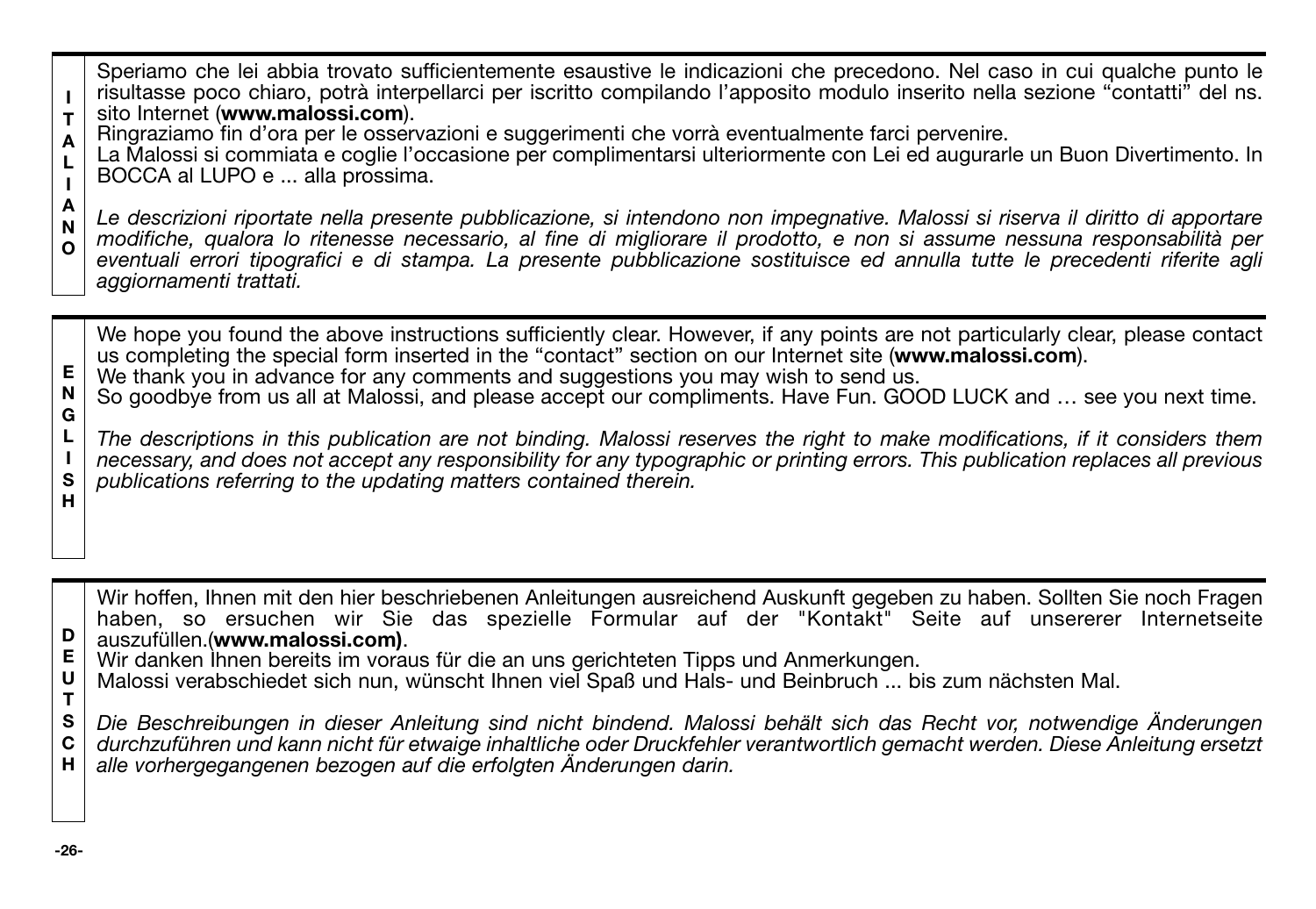**ITALIANO**

Speriamo che lei abbia trovato sufficientemente esaustive le indicazioni che precedono. Nel caso in cui qualche punto le risultasse poco chiaro, potrà interpellarci per iscritto compilando l'apposito modulo inserito nella sezione "contatti" del ns. sito Internet (**www.malossi.com**).
Ringraziamo fin d'ora per le osservazioni e suggerimenti che vorrà eventualmente farci pervenire.
La Malossi si commiata e coglie l'occasione per complimentarsi ulteriormente con Lei ed augurarle un Buon Divertimento. In BOCCA al LUPO e ... alla prossima.

*Le descrizioni riportate nella presente pubblicazione, si intendono non impegnative. Malossi si riserva il diritto di apportare modifiche, qualora lo ritenesse necessario, al fine di migliorare il prodotto, e non si assume nessuna responsabilità per eventuali errori tipografici e di stampa. La presente pubblicazione sostituisce ed annulla tutte le precedenti riferite agli aggiornamenti trattati.*

**ENGLISH**

We hope you found the above instructions sufficiently clear. However, if any points are not particularly clear, please contact us completing the special form inserted in the "contact" section on our Internet site (**www.malossi.com**).
We thank you in advance for any comments and suggestions you may wish to send us.
So goodbye from us all at Malossi, and please accept our compliments. Have Fun. GOOD LUCK and … see you next time.

*The descriptions in this publication are not binding. Malossi reserves the right to make modifications, if it considers them necessary, and does not accept any responsibility for any typographic or printing errors. This publication replaces all previous publications referring to the updating matters contained therein.*

**DEUTSCH**

Wir hoffen, Ihnen mit den hier beschriebenen Anleitungen ausreichend Auskunft gegeben zu haben. Sollten Sie noch Fragen haben, so ersuchen wir Sie das spezielle Formular auf der "Kontakt" Seite auf unsererer Internetseite auszufüllen.(**www.malossi.com)**.
Wir danken Ihnen bereits im voraus für die an uns gerichteten Tipps und Anmerkungen.
Malossi verabschiedet sich nun, wünscht Ihnen viel Spaß und Hals- und Beinbruch ... bis zum nächsten Mal.

*Die Beschreibungen in dieser Anleitung sind nicht bindend. Malossi behält sich das Recht vor, notwendige Änderungen durchzuführen und kann nicht für etwaige inhaltliche oder Druckfehler verantwortlich gemacht werden. Diese Anleitung ersetzt alle vorhergegangenen bezogen auf die erfolgten Änderungen darin.*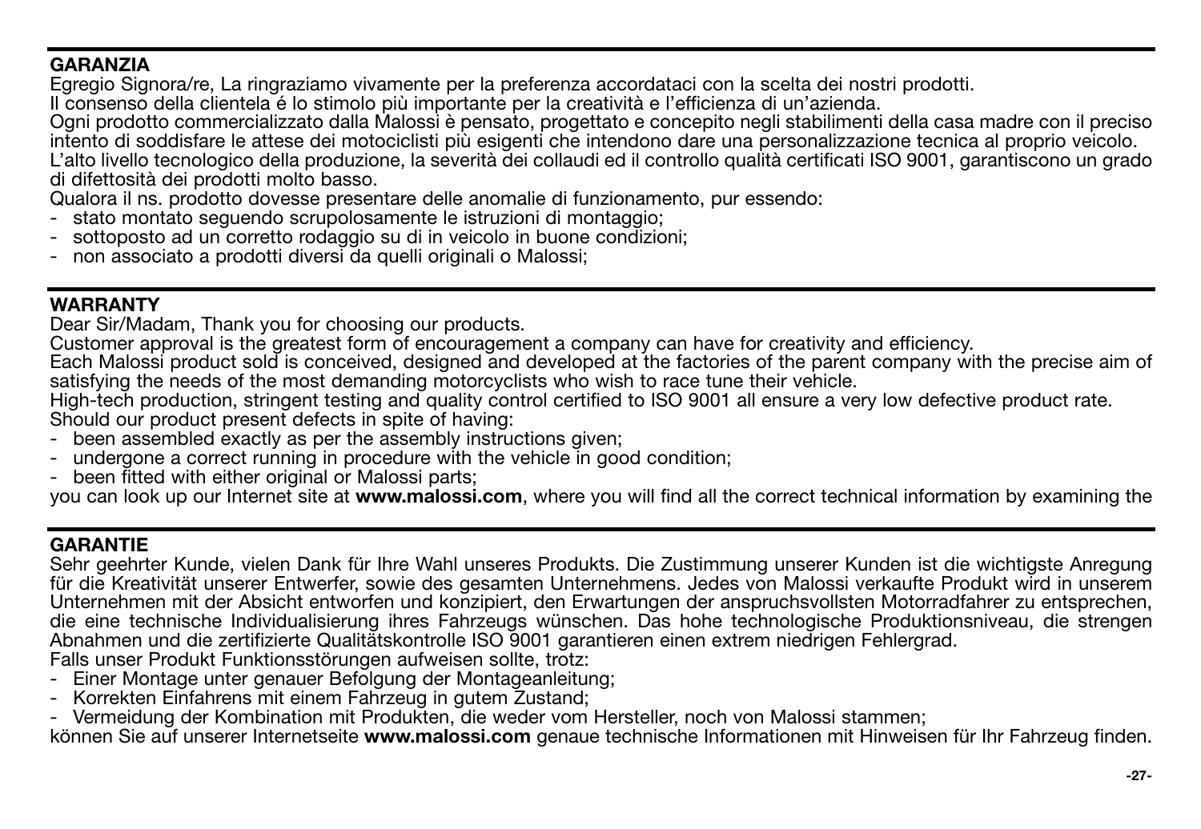## GARANZIA

Egregio Signora/re, La ringraziamo vivamente per la preferenza accordataci con la scelta dei nostri prodotti.
Il consenso della clientela é lo stimolo più importante per la creatività e l'efficienza di un'azienda.
Ogni prodotto commercializzato dalla Malossi è pensato, progettato e concepito negli stabilimenti della casa madre con il preciso intento di soddisfare le attese dei motociclisti più esigenti che intendono dare una personalizzazione tecnica al proprio veicolo.
L'alto livello tecnologico della produzione, la severità dei collaudi ed il controllo qualità certificati ISO 9001, garantiscono un grado di difettosità dei prodotti molto basso.
Qualora il ns. prodotto dovesse presentare delle anomalie di funzionamento, pur essendo:

- stato montato seguendo scrupolosamente le istruzioni di montaggio;
- sottoposto ad un corretto rodaggio su di in veicolo in buone condizioni;
- non associato a prodotti diversi da quelli originali o Malossi;

## WARRANTY

Dear Sir/Madam, Thank you for choosing our products.
Customer approval is the greatest form of encouragement a company can have for creativity and efficiency.
Each Malossi product sold is conceived, designed and developed at the factories of the parent company with the precise aim of satisfying the needs of the most demanding motorcyclists who wish to race tune their vehicle.
High-tech production, stringent testing and quality control certified to ISO 9001 all ensure a very low defective product rate.
Should our product present defects in spite of having:

- been assembled exactly as per the assembly instructions given;
- undergone a correct running in procedure with the vehicle in good condition;
- been fitted with either original or Malossi parts;

you can look up our Internet site at **www.malossi.com**, where you will find all the correct technical information by examining the

## GARANTIE

Sehr geehrter Kunde, vielen Dank für Ihre Wahl unseres Produkts. Die Zustimmung unserer Kunden ist die wichtigste Anregung für die Kreativität unserer Entwerfer, sowie des gesamten Unternehmens. Jedes von Malossi verkaufte Produkt wird in unserem Unternehmen mit der Absicht entworfen und konzipiert, den Erwartungen der anspruchsvollsten Motorradfahrer zu entsprechen, die eine technische Individualisierung ihres Fahrzeugs wünschen. Das hohe technologische Produktionsniveau, die strengen Abnahmen und die zertifizierte Qualitätskontrolle ISO 9001 garantieren einen extrem niedrigen Fehlergrad.
Falls unser Produkt Funktionsstörungen aufweisen sollte, trotz:

- Einer Montage unter genauer Befolgung der Montageanleitung;
- Korrekten Einfahrens mit einem Fahrzeug in gutem Zustand;
- Vermeidung der Kombination mit Produkten, die weder vom Hersteller, noch von Malossi stammen;

können Sie auf unserer Internetseite **www.malossi.com** genaue technische Informationen mit Hinweisen für Ihr Fahrzeug finden.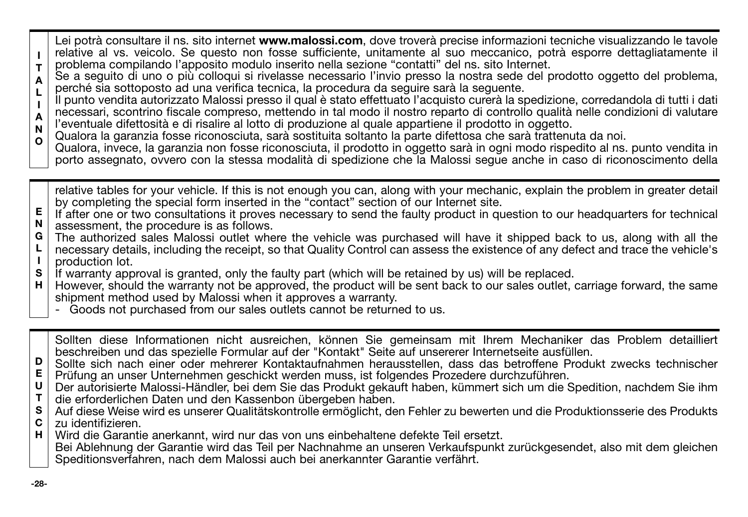**ITALIANO**

Lei potrà consultare il ns. sito internet **www.malossi.com**, dove troverà precise informazioni tecniche visualizzando le tavole relative al vs. veicolo. Se questo non fosse sufficiente, unitamente al suo meccanico, potrà esporre dettagliatamente il problema compilando l'apposito modulo inserito nella sezione "contatti" del ns. sito Internet.
Se a seguito di uno o più colloqui si rivelasse necessario l'invio presso la nostra sede del prodotto oggetto del problema, perché sia sottoposto ad una verifica tecnica, la procedura da seguire sarà la seguente.
Il punto vendita autorizzato Malossi presso il qual è stato effettuato l'acquisto curerà la spedizione, corredandola di tutti i dati necessari, scontrino fiscale compreso, mettendo in tal modo il nostro reparto di controllo qualità nelle condizioni di valutare l'eventuale difettosità e di risalire al lotto di produzione al quale appartiene il prodotto in oggetto.
Qualora la garanzia fosse riconosciuta, sarà sostituita soltanto la parte difettosa che sarà trattenuta da noi.
Qualora, invece, la garanzia non fosse riconosciuta, il prodotto in oggetto sarà in ogni modo rispedito al ns. punto vendita in porto assegnato, ovvero con la stessa modalità di spedizione che la Malossi segue anche in caso di riconoscimento della

**ENGLISH**

relative tables for your vehicle. If this is not enough you can, along with your mechanic, explain the problem in greater detail by completing the special form inserted in the "contact" section of our Internet site.
If after one or two consultations it proves necessary to send the faulty product in question to our headquarters for technical assessment, the procedure is as follows.
The authorized sales Malossi outlet where the vehicle was purchased will have it shipped back to us, along with all the necessary details, including the receipt, so that Quality Control can assess the existence of any defect and trace the vehicle's production lot.
If warranty approval is granted, only the faulty part (which will be retained by us) will be replaced.
However, should the warranty not be approved, the product will be sent back to our sales outlet, carriage forward, the same shipment method used by Malossi when it approves a warranty.

- Goods not purchased from our sales outlets cannot be returned to us.

**DEUTSCH**

Sollten diese Informationen nicht ausreichen, können Sie gemeinsam mit Ihrem Mechaniker das Problem detailliert beschreiben und das spezielle Formular auf der "Kontakt" Seite auf unsererer Internetseite ausfüllen.
Sollte sich nach einer oder mehrerer Kontaktaufnahmen herausstellen, dass das betroffene Produkt zwecks technischer Prüfung an unser Unternehmen geschickt werden muss, ist folgendes Prozedere durchzuführen.
Der autorisierte Malossi-Händler, bei dem Sie das Produkt gekauft haben, kümmert sich um die Spedition, nachdem Sie ihm die erforderlichen Daten und den Kassenbon übergeben haben.
Auf diese Weise wird es unserer Qualitätskontrolle ermöglicht, den Fehler zu bewerten und die Produktionsserie des Produkts zu identifizieren.
Wird die Garantie anerkannt, wird nur das von uns einbehaltene defekte Teil ersetzt.
Bei Ablehnung der Garantie wird das Teil per Nachnahme an unseren Verkaufspunkt zurückgesendet, also mit dem gleichen Speditionsverfahren, nach dem Malossi auch bei anerkannter Garantie verfährt.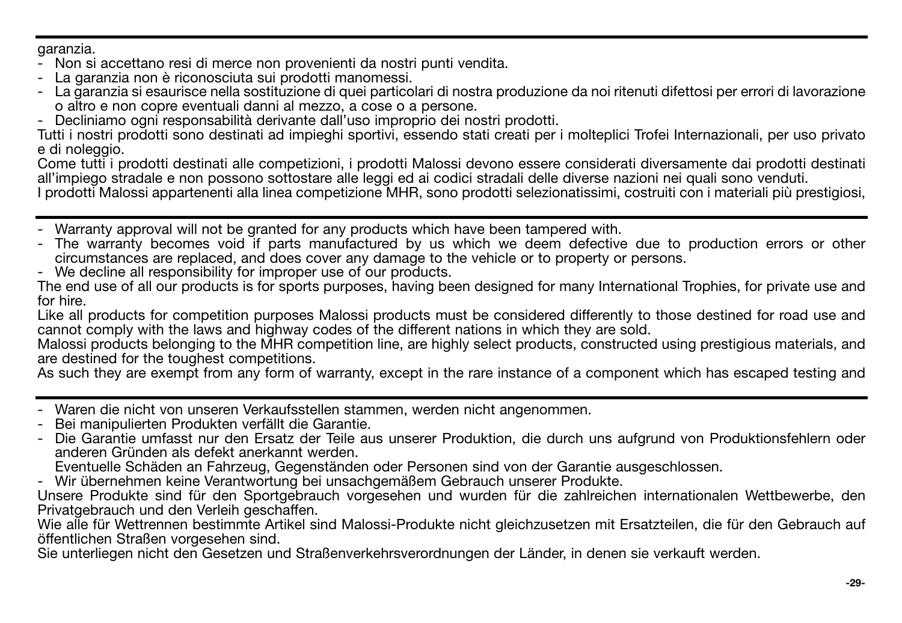garanzia.

- Non si accettano resi di merce non provenienti da nostri punti vendita.
- La garanzia non è riconosciuta sui prodotti manomessi.
- La garanzia si esaurisce nella sostituzione di quei particolari di nostra produzione da noi ritenuti difettosi per errori di lavorazione o altro e non copre eventuali danni al mezzo, a cose o a persone.
- Decliniamo ogni responsabilità derivante dall'uso improprio dei nostri prodotti.

Tutti i nostri prodotti sono destinati ad impieghi sportivi, essendo stati creati per i molteplici Trofei Internazionali, per uso privato e di noleggio.

Come tutti i prodotti destinati alle competizioni, i prodotti Malossi devono essere considerati diversamente dai prodotti destinati all'impiego stradale e non possono sottostare alle leggi ed ai codici stradali delle diverse nazioni nei quali sono venduti.

I prodotti Malossi appartenenti alla linea competizione MHR, sono prodotti selezionatissimi, costruiti con i materiali più prestigiosi,

---

- Warranty approval will not be granted for any products which have been tampered with.
- The warranty becomes void if parts manufactured by us which we deem defective due to production errors or other circumstances are replaced, and does cover any damage to the vehicle or to property or persons.
- We decline all responsibility for improper use of our products.

The end use of all our products is for sports purposes, having been designed for many International Trophies, for private use and for hire.

Like all products for competition purposes Malossi products must be considered differently to those destined for road use and cannot comply with the laws and highway codes of the different nations in which they are sold.

Malossi products belonging to the MHR competition line, are highly select products, constructed using prestigious materials, and are destined for the toughest competitions.

As such they are exempt from any form of warranty, except in the rare instance of a component which has escaped testing and

---

- Waren die nicht von unseren Verkaufsstellen stammen, werden nicht angenommen.
- Bei manipulierten Produkten verfällt die Garantie.
- Die Garantie umfasst nur den Ersatz der Teile aus unserer Produktion, die durch uns aufgrund von Produktionsfehlern oder anderen Gründen als defekt anerkannt werden.
  Eventuelle Schäden an Fahrzeug, Gegenständen oder Personen sind von der Garantie ausgeschlossen.
- Wir übernehmen keine Verantwortung bei unsachgemäßem Gebrauch unserer Produkte.

Unsere Produkte sind für den Sportgebrauch vorgesehen und wurden für die zahlreichen internationalen Wettbewerbe, den Privatgebrauch und den Verleih geschaffen.

Wie alle für Wettrennen bestimmte Artikel sind Malossi-Produkte nicht gleichzusetzen mit Ersatzteilen, die für den Gebrauch auf öffentlichen Straßen vorgesehen sind.

Sie unterliegen nicht den Gesetzen und Straßenverkehrsverordnungen der Länder, in denen sie verkauft werden.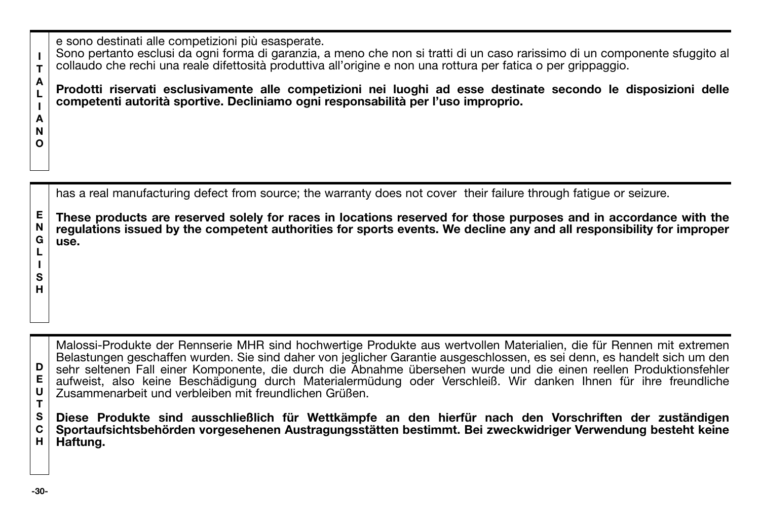ITALIANO

e sono destinati alle competizioni più esasperate.
Sono pertanto esclusi da ogni forma di garanzia, a meno che non si tratti di un caso rarissimo di un componente sfuggito al collaudo che rechi una reale difettosità produttiva all'origine e non una rottura per fatica o per grippaggio.

**Prodotti riservati esclusivamente alle competizioni nei luoghi ad esse destinate secondo le disposizioni delle competenti autorità sportive. Decliniamo ogni responsabilità per l'uso improprio.**

ENGLISH

has a real manufacturing defect from source; the warranty does not cover their failure through fatigue or seizure.

**These products are reserved solely for races in locations reserved for those purposes and in accordance with the regulations issued by the competent authorities for sports events. We decline any and all responsibility for improper use.**

DEUTSCH

Malossi-Produkte der Rennserie MHR sind hochwertige Produkte aus wertvollen Materialien, die für Rennen mit extremen Belastungen geschaffen wurden. Sie sind daher von jeglicher Garantie ausgeschlossen, es sei denn, es handelt sich um den sehr seltenen Fall einer Komponente, die durch die Abnahme übersehen wurde und die einen reellen Produktionsfehler aufweist, also keine Beschädigung durch Materialermüdung oder Verschleiß. Wir danken Ihnen für ihre freundliche Zusammenarbeit und verbleiben mit freundlichen Grüßen.

**Diese Produkte sind ausschließlich für Wettkämpfe an den hierfür nach den Vorschriften der zuständigen Sportaufsichtsbehörden vorgesehenen Austragungsstätten bestimmt. Bei zweckwidriger Verwendung besteht keine Haftung.**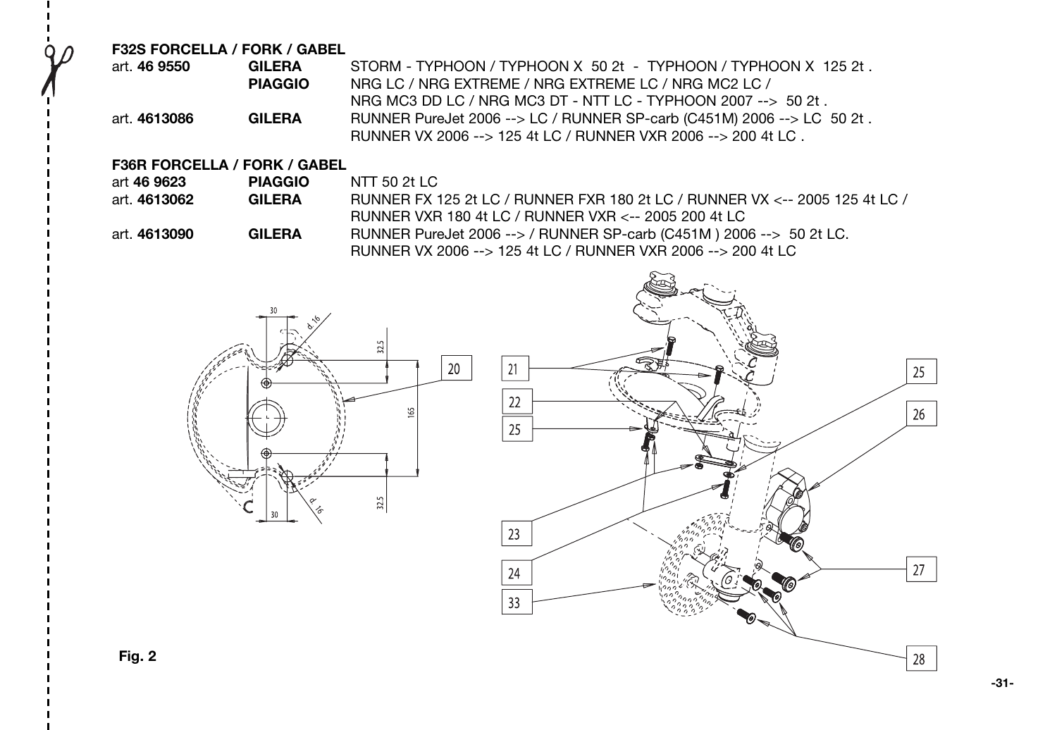## F32S FORCELLA / FORK / GABEL

| | | |
|---|---|---|
| art. **46 9550** | **GILERA** | STORM - TYPHOON / TYPHOON X 50 2t - TYPHOON / TYPHOON X 125 2t . |
| | **PIAGGIO** | NRG LC / NRG EXTREME / NRG EXTREME LC / NRG MC2 LC / NRG MC3 DD LC / NRG MC3 DT - NTT LC - TYPHOON 2007 --> 50 2t . |
| art. **4613086** | **GILERA** | RUNNER PureJet 2006 --> LC / RUNNER SP-carb (C451M) 2006 --> LC 50 2t . RUNNER VX 2006 --> 125 4t LC / RUNNER VXR 2006 --> 200 4t LC . |

## F36R FORCELLA / FORK / GABEL

| | | |
|---|---|---|
| art **46 9623** | **PIAGGIO** | NTT 50 2t LC |
| art. **4613062** | **GILERA** | RUNNER FX 125 2t LC / RUNNER FXR 180 2t LC / RUNNER VX <-- 2005 125 4t LC / RUNNER VXR 180 4t LC / RUNNER VXR <-- 2005 200 4t LC |
| art. **4613090** | **GILERA** | RUNNER PureJet 2006 --> / RUNNER SP-carb (C451M ) 2006 --> 50 2t LC. RUNNER VX 2006 --> 125 4t LC / RUNNER VXR 2006 --> 200 4t LC |

**Fig. 2**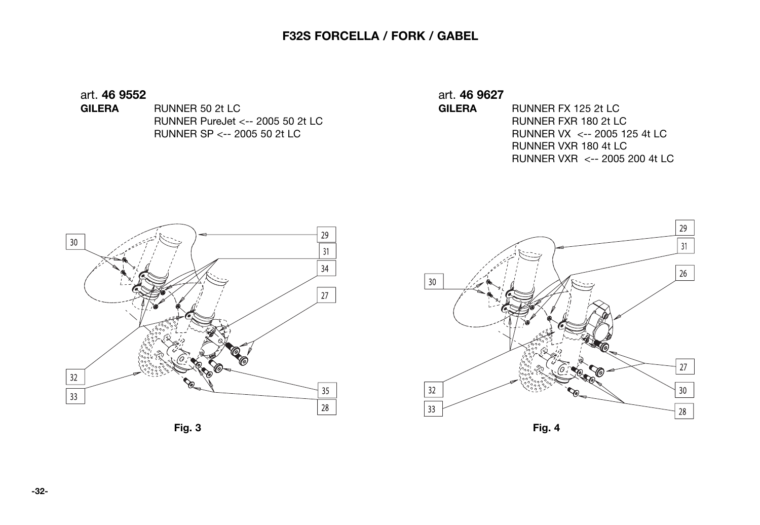# F32S FORCELLA / FORK / GABEL

art. **46 9552**

**GILERA** RUNNER 50 2t LC
RUNNER PureJet <-- 2005 50 2t LC
RUNNER SP <-- 2005 50 2t LC

30
29
31
34
27
32
33
35
28

**Fig. 3**

art. **46 9627**

**GILERA** RUNNER FX 125 2t LC
RUNNER FXR 180 2t LC
RUNNER VX <-- 2005 125 4t LC
RUNNER VXR 180 4t LC
RUNNER VXR <-- 2005 200 4t LC

29
31
26
30
27
30
32
33
28

**Fig. 4**